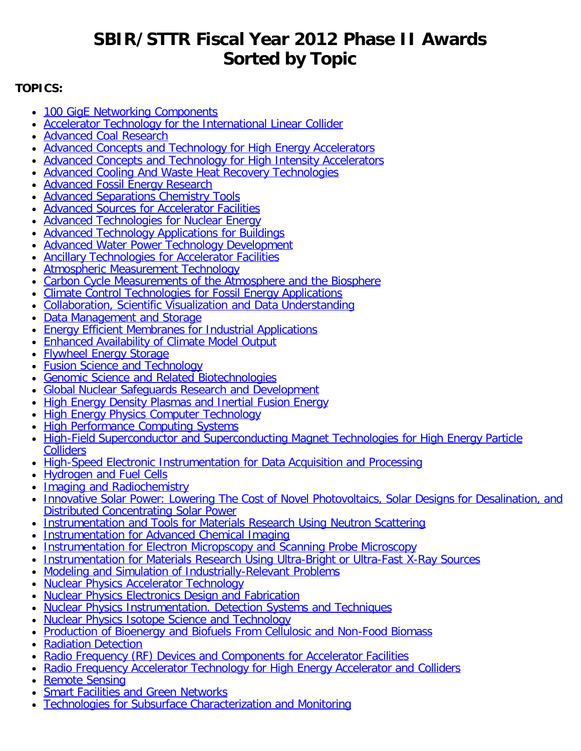# SBIR/STTR Fiscal Year 2012 Phase II Awards
# Sorted by Topic

**TOPICS:**

- 100 GigE Networking Components
- Accelerator Technology for the International Linear Collider
- Advanced Coal Research
- Advanced Concepts and Technology for High Energy Accelerators
- Advanced Concepts and Technology for High Intensity Accelerators
- Advanced Cooling And Waste Heat Recovery Technologies
- Advanced Fossil Energy Research
- Advanced Separations Chemistry Tools
- Advanced Sources for Accelerator Facilities
- Advanced Technologies for Nuclear Energy
- Advanced Technology Applications for Buildings
- Advanced Water Power Technology Development
- Ancillary Technologies for Accelerator Facilities
- Atmospheric Measurement Technology
- Carbon Cycle Measurements of the Atmosphere and the Biosphere
- Climate Control Technologies for Fossil Energy Applications
- Collaboration, Scientific Visualization and Data Understanding
- Data Management and Storage
- Energy Efficient Membranes for Industrial Applications
- Enhanced Availability of Climate Model Output
- Flywheel Energy Storage
- Fusion Science and Technology
- Genomic Science and Related Biotechnologies
- Global Nuclear Safeguards Research and Development
- High Energy Density Plasmas and Inertial Fusion Energy
- High Energy Physics Computer Technology
- High Performance Computing Systems
- High-Field Superconductor and Superconducting Magnet Technologies for High Energy Particle Colliders
- High-Speed Electronic Instrumentation for Data Acquisition and Processing
- Hydrogen and Fuel Cells
- Imaging and Radiochemistry
- Innovative Solar Power: Lowering The Cost of Novel Photovoltaics, Solar Designs for Desalination, and Distributed Concentrating Solar Power
- Instrumentation and Tools for Materials Research Using Neutron Scattering
- Instrumentation for Advanced Chemical Imaging
- Instrumentation for Electron Micropscopy and Scanning Probe Microscopy
- Instrumentation for Materials Research Using Ultra-Bright or Ultra-Fast X-Ray Sources
- Modeling and Simulation of Industrially-Relevant Problems
- Nuclear Physics Accelerator Technology
- Nuclear Physics Electronics Design and Fabrication
- Nuclear Physics Instrumentation. Detection Systems and Techniques
- Nuclear Physics Isotope Science and Technology
- Production of Bioenergy and Biofuels From Cellulosic and Non-Food Biomass
- Radiation Detection
- Radio Frequency (RF) Devices and Components for Accelerator Facilities
- Radio Frequency Accelerator Technology for High Energy Accelerator and Colliders
- Remote Sensing
- Smart Facilities and Green Networks
- Technologies for Subsurface Characterization and Monitoring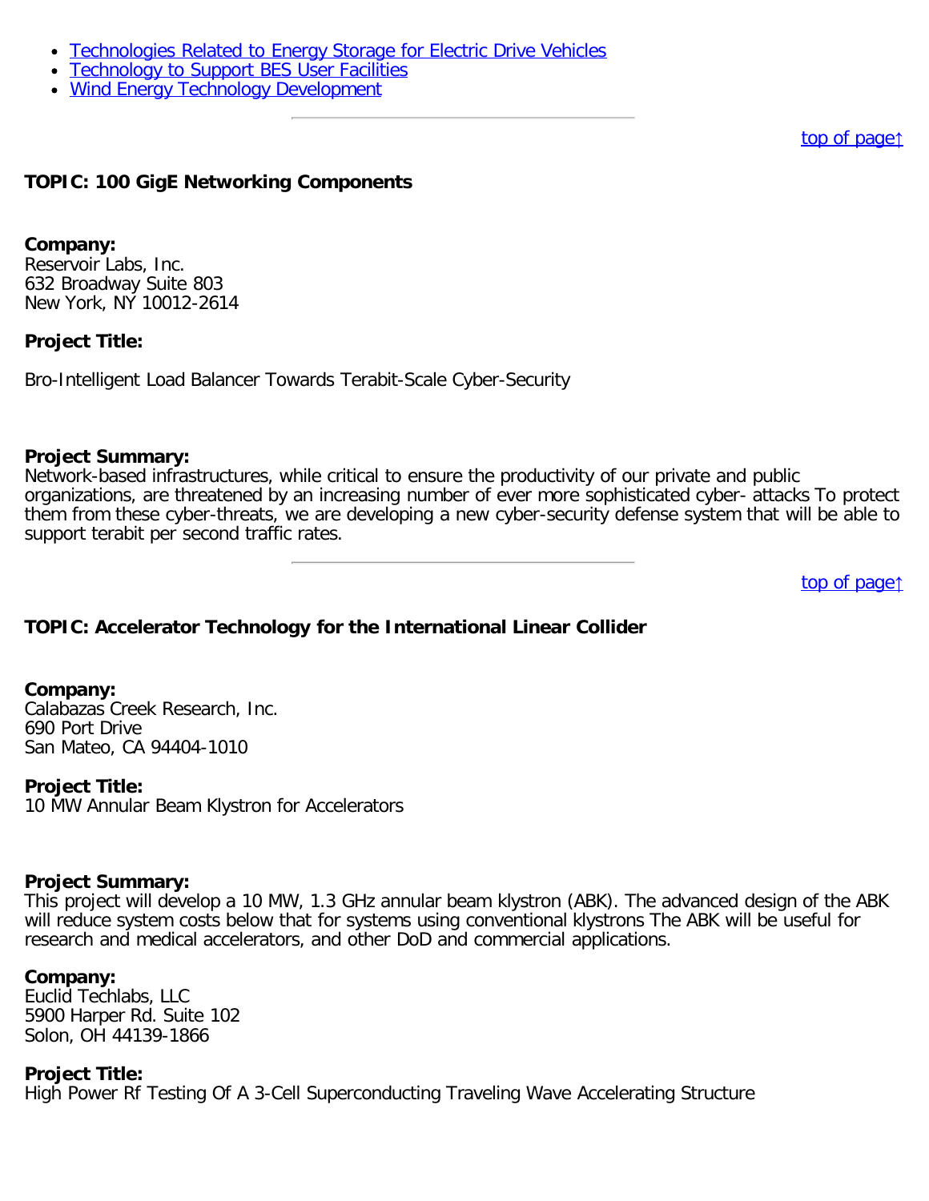- [Technologies Related to Energy Storage for Electric Drive Vehicles]()
- [Technology to Support BES User Facilities]()
- [Wind Energy Technology Development]()

---

[top of page↑]()

**TOPIC: 100 GigE Networking Components**

**Company:**
Reservoir Labs, Inc.
632 Broadway Suite 803
New York, NY 10012-2614

**Project Title:**

Bro-Intelligent Load Balancer Towards Terabit-Scale Cyber-Security

**Project Summary:**
Network-based infrastructures, while critical to ensure the productivity of our private and public organizations, are threatened by an increasing number of ever more sophisticated cyber- attacks To protect them from these cyber-threats, we are developing a new cyber-security defense system that will be able to support terabit per second traffic rates.

---

[top of page↑]()

**TOPIC: Accelerator Technology for the International Linear Collider**

**Company:**
Calabazas Creek Research, Inc.
690 Port Drive
San Mateo, CA 94404-1010

**Project Title:**
10 MW Annular Beam Klystron for Accelerators

**Project Summary:**
This project will develop a 10 MW, 1.3 GHz annular beam klystron (ABK). The advanced design of the ABK will reduce system costs below that for systems using conventional klystrons The ABK will be useful for research and medical accelerators, and other DoD and commercial applications.

**Company:**
Euclid Techlabs, LLC
5900 Harper Rd. Suite 102
Solon, OH 44139-1866

**Project Title:**
High Power Rf Testing Of A 3-Cell Superconducting Traveling Wave Accelerating Structure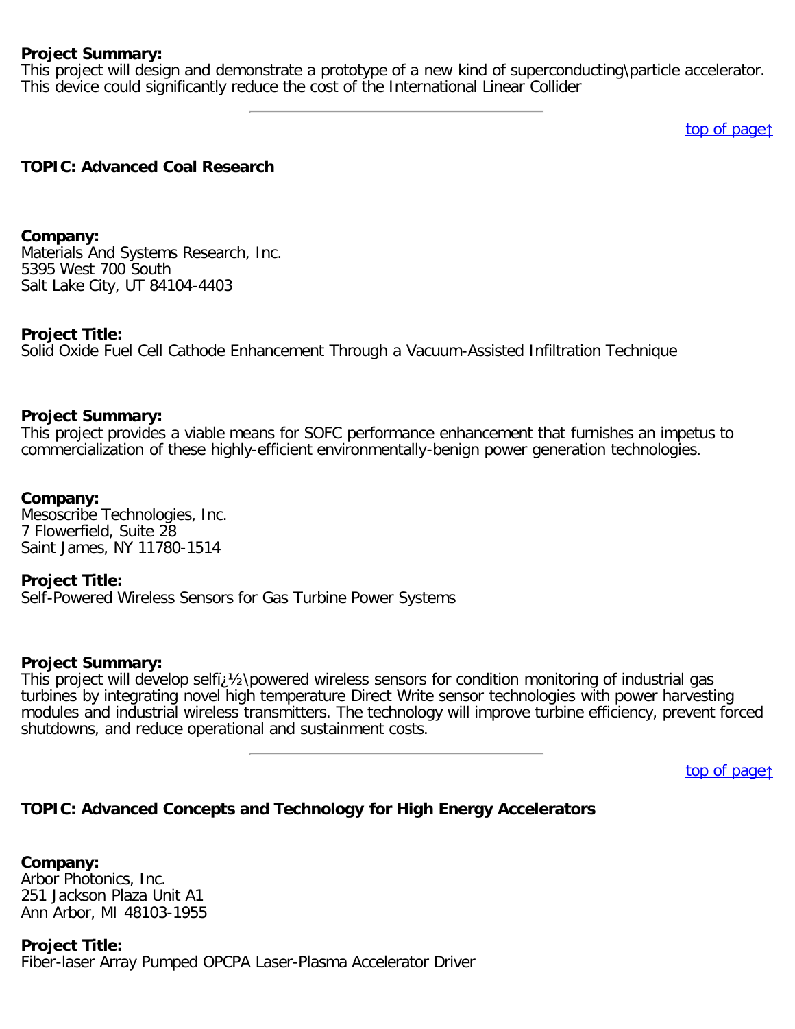**Project Summary:**
This project will design and demonstrate a prototype of a new kind of superconducting\particle accelerator. This device could significantly reduce the cost of the International Linear Collider

---

top of page↑

**TOPIC: Advanced Coal Research**

**Company:**
Materials And Systems Research, Inc.
5395 West 700 South
Salt Lake City, UT 84104-4403

**Project Title:**
Solid Oxide Fuel Cell Cathode Enhancement Through a Vacuum-Assisted Infiltration Technique

**Project Summary:**
This project provides a viable means for SOFC performance enhancement that furnishes an impetus to commercialization of these highly-efficient environmentally-benign power generation technologies.

**Company:**
Mesoscribe Technologies, Inc.
7 Flowerfield, Suite 28
Saint James, NY 11780-1514

**Project Title:**
Self-Powered Wireless Sensors for Gas Turbine Power Systems

**Project Summary:**
This project will develop selfï¿½\powered wireless sensors for condition monitoring of industrial gas turbines by integrating novel high temperature Direct Write sensor technologies with power harvesting modules and industrial wireless transmitters. The technology will improve turbine efficiency, prevent forced shutdowns, and reduce operational and sustainment costs.

---

top of page↑

**TOPIC: Advanced Concepts and Technology for High Energy Accelerators**

**Company:**
Arbor Photonics, Inc.
251 Jackson Plaza Unit A1
Ann Arbor, MI 48103-1955

**Project Title:**
Fiber-laser Array Pumped OPCPA Laser-Plasma Accelerator Driver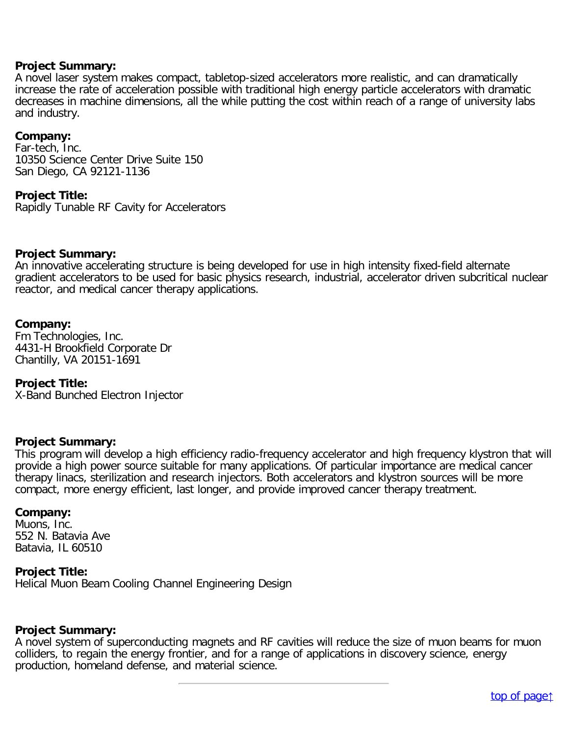**Project Summary:**
A novel laser system makes compact, tabletop-sized accelerators more realistic, and can dramatically increase the rate of acceleration possible with traditional high energy particle accelerators with dramatic decreases in machine dimensions, all the while putting the cost within reach of a range of university labs and industry.

**Company:**
Far-tech, Inc.
10350 Science Center Drive Suite 150
San Diego, CA 92121-1136

**Project Title:**
Rapidly Tunable RF Cavity for Accelerators

**Project Summary:**
An innovative accelerating structure is being developed for use in high intensity fixed-field alternate gradient accelerators to be used for basic physics research, industrial, accelerator driven subcritical nuclear reactor, and medical cancer therapy applications.

**Company:**
Fm Technologies, Inc.
4431-H Brookfield Corporate Dr
Chantilly, VA 20151-1691

**Project Title:**
X-Band Bunched Electron Injector

**Project Summary:**
This program will develop a high efficiency radio-frequency accelerator and high frequency klystron that will provide a high power source suitable for many applications. Of particular importance are medical cancer therapy linacs, sterilization and research injectors. Both accelerators and klystron sources will be more compact, more energy efficient, last longer, and provide improved cancer therapy treatment.

**Company:**
Muons, Inc.
552 N. Batavia Ave
Batavia, IL 60510

**Project Title:**
Helical Muon Beam Cooling Channel Engineering Design

**Project Summary:**
A novel system of superconducting magnets and RF cavities will reduce the size of muon beams for muon colliders, to regain the energy frontier, and for a range of applications in discovery science, energy production, homeland defense, and material science.

---

top of page↑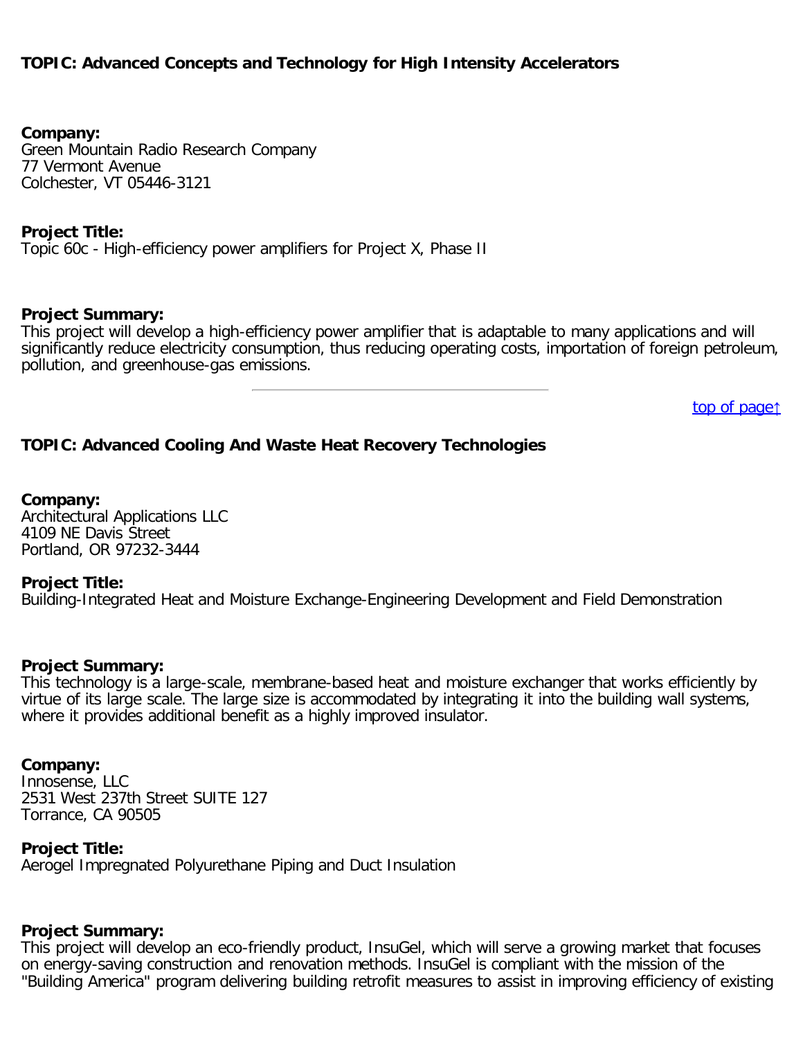### TOPIC: Advanced Concepts and Technology for High Intensity Accelerators

**Company:**
Green Mountain Radio Research Company
77 Vermont Avenue
Colchester, VT 05446-3121

**Project Title:**
Topic 60c - High-efficiency power amplifiers for Project X, Phase II

**Project Summary:**
This project will develop a high-efficiency power amplifier that is adaptable to many applications and will significantly reduce electricity consumption, thus reducing operating costs, importation of foreign petroleum, pollution, and greenhouse-gas emissions.

---

top of page↑

### TOPIC: Advanced Cooling And Waste Heat Recovery Technologies

**Company:**
Architectural Applications LLC
4109 NE Davis Street
Portland, OR 97232-3444

**Project Title:**
Building-Integrated Heat and Moisture Exchange-Engineering Development and Field Demonstration

**Project Summary:**
This technology is a large-scale, membrane-based heat and moisture exchanger that works efficiently by virtue of its large scale. The large size is accommodated by integrating it into the building wall systems, where it provides additional benefit as a highly improved insulator.

**Company:**
Innosense, LLC
2531 West 237th Street SUITE 127
Torrance, CA 90505

**Project Title:**
Aerogel Impregnated Polyurethane Piping and Duct Insulation

**Project Summary:**
This project will develop an eco-friendly product, InsuGel, which will serve a growing market that focuses on energy-saving construction and renovation methods. InsuGel is compliant with the mission of the "Building America" program delivering building retrofit measures to assist in improving efficiency of existing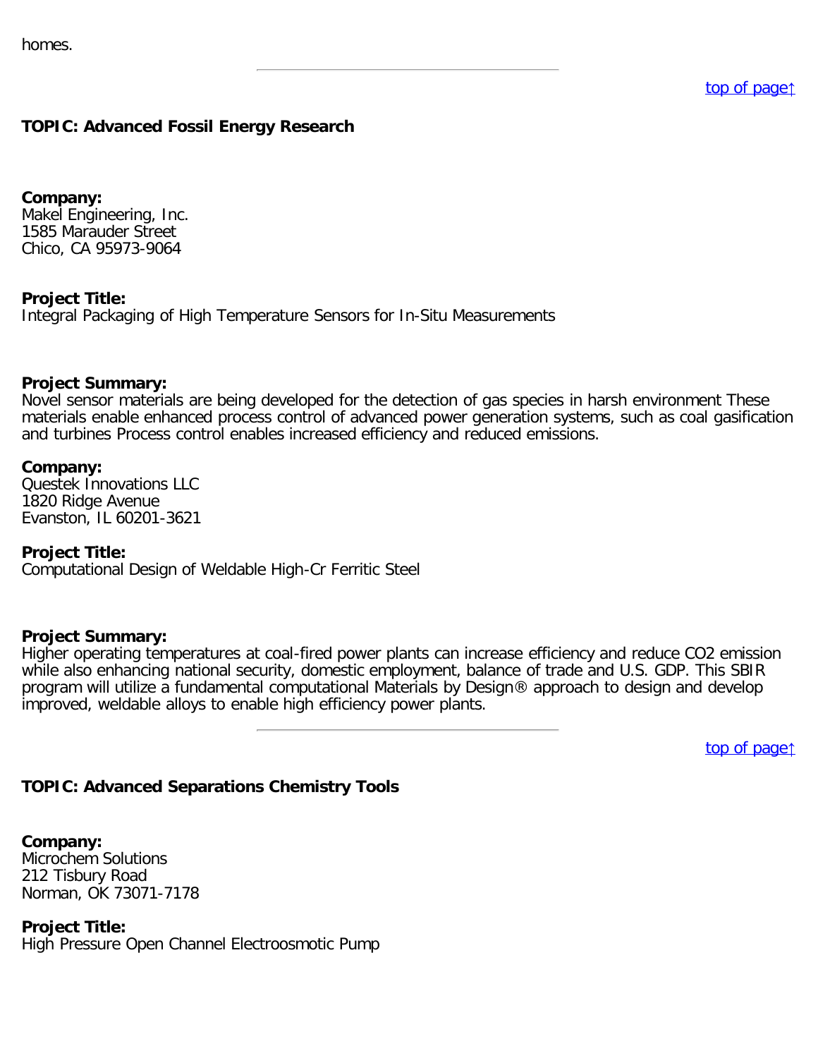homes.

---

[top of page↑]

**TOPIC: Advanced Fossil Energy Research**

**Company:**
Makel Engineering, Inc.
1585 Marauder Street
Chico, CA 95973-9064

**Project Title:**
Integral Packaging of High Temperature Sensors for In-Situ Measurements

**Project Summary:**
Novel sensor materials are being developed for the detection of gas species in harsh environment These materials enable enhanced process control of advanced power generation systems, such as coal gasification and turbines Process control enables increased efficiency and reduced emissions.

**Company:**
Questek Innovations LLC
1820 Ridge Avenue
Evanston, IL 60201-3621

**Project Title:**
Computational Design of Weldable High-Cr Ferritic Steel

**Project Summary:**
Higher operating temperatures at coal-fired power plants can increase efficiency and reduce $CO_2$ emission while also enhancing national security, domestic employment, balance of trade and U.S. GDP. This SBIR program will utilize a fundamental computational Materials by Design® approach to design and develop improved, weldable alloys to enable high efficiency power plants.

---

[top of page↑]

**TOPIC: Advanced Separations Chemistry Tools**

**Company:**
Microchem Solutions
212 Tisbury Road
Norman, OK 73071-7178

**Project Title:**
High Pressure Open Channel Electroosmotic Pump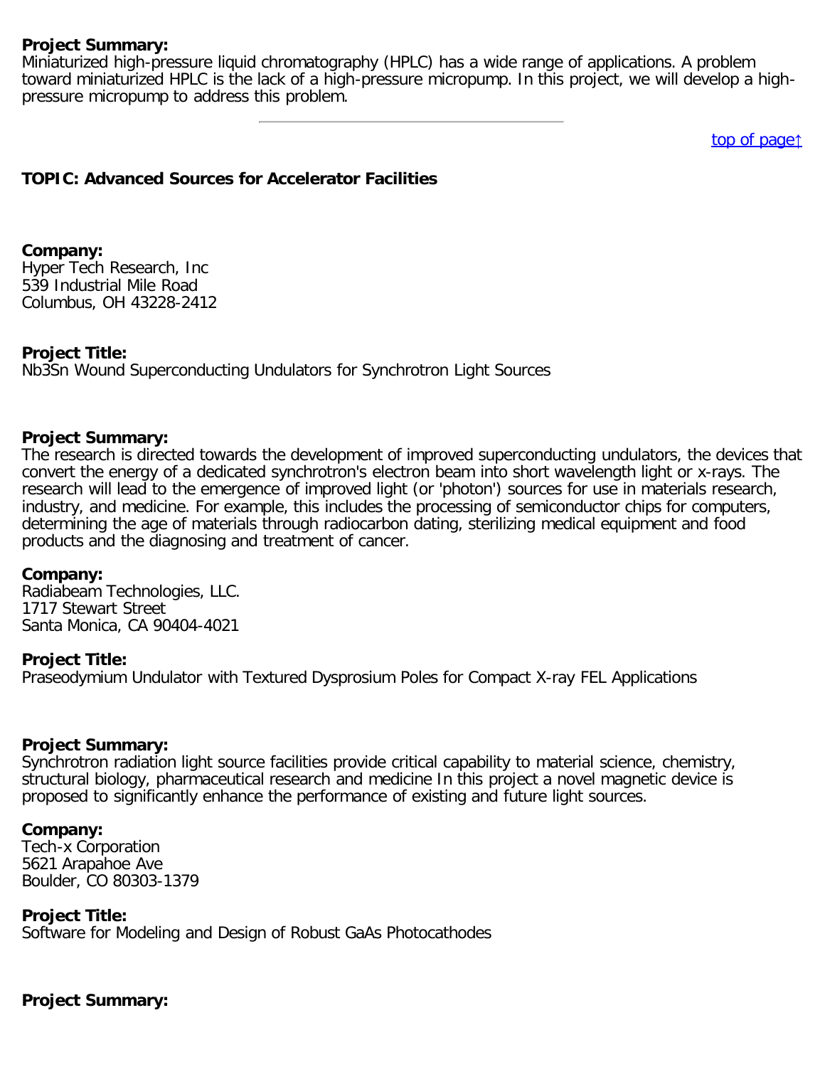**Project Summary:**
Miniaturized high-pressure liquid chromatography (HPLC) has a wide range of applications. A problem toward miniaturized HPLC is the lack of a high-pressure micropump. In this project, we will develop a high-pressure micropump to address this problem.

---

top of page↑

## TOPIC: Advanced Sources for Accelerator Facilities

**Company:**
Hyper Tech Research, Inc
539 Industrial Mile Road
Columbus, OH 43228-2412

**Project Title:**
$Nb_3Sn$ Wound Superconducting Undulators for Synchrotron Light Sources

**Project Summary:**
The research is directed towards the development of improved superconducting undulators, the devices that convert the energy of a dedicated synchrotron's electron beam into short wavelength light or x-rays. The research will lead to the emergence of improved light (or 'photon') sources for use in materials research, industry, and medicine. For example, this includes the processing of semiconductor chips for computers, determining the age of materials through radiocarbon dating, sterilizing medical equipment and food products and the diagnosing and treatment of cancer.

**Company:**
Radiabeam Technologies, LLC.
1717 Stewart Street
Santa Monica, CA 90404-4021

**Project Title:**
Praseodymium Undulator with Textured Dysprosium Poles for Compact X-ray FEL Applications

**Project Summary:**
Synchrotron radiation light source facilities provide critical capability to material science, chemistry, structural biology, pharmaceutical research and medicine In this project a novel magnetic device is proposed to significantly enhance the performance of existing and future light sources.

**Company:**
Tech-x Corporation
5621 Arapahoe Ave
Boulder, CO 80303-1379

**Project Title:**
Software for Modeling and Design of Robust GaAs Photocathodes

**Project Summary:**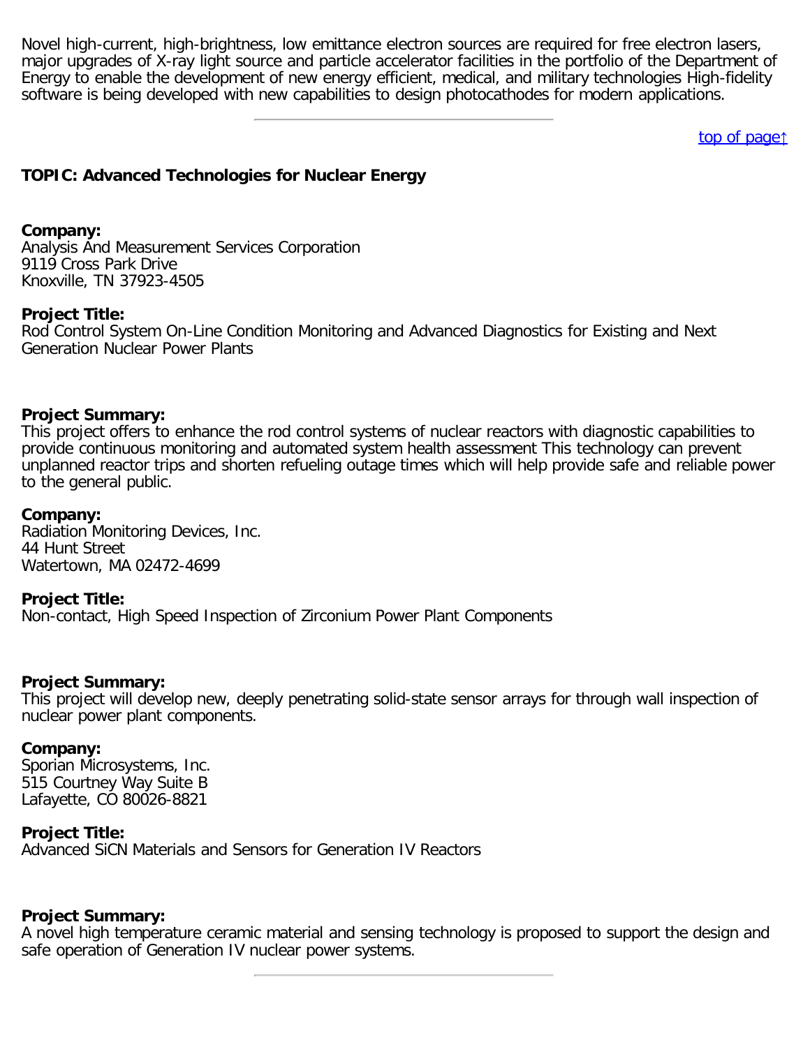Novel high-current, high-brightness, low emittance electron sources are required for free electron lasers, major upgrades of X-ray light source and particle accelerator facilities in the portfolio of the Department of Energy to enable the development of new energy efficient, medical, and military technologies High-fidelity software is being developed with new capabilities to design photocathodes for modern applications.

---

top of page↑

### TOPIC: Advanced Technologies for Nuclear Energy

**Company:**
Analysis And Measurement Services Corporation
9119 Cross Park Drive
Knoxville, TN 37923-4505

**Project Title:**
Rod Control System On-Line Condition Monitoring and Advanced Diagnostics for Existing and Next Generation Nuclear Power Plants

**Project Summary:**
This project offers to enhance the rod control systems of nuclear reactors with diagnostic capabilities to provide continuous monitoring and automated system health assessment This technology can prevent unplanned reactor trips and shorten refueling outage times which will help provide safe and reliable power to the general public.

**Company:**
Radiation Monitoring Devices, Inc.
44 Hunt Street
Watertown, MA 02472-4699

**Project Title:**
Non-contact, High Speed Inspection of Zirconium Power Plant Components

**Project Summary:**
This project will develop new, deeply penetrating solid-state sensor arrays for through wall inspection of nuclear power plant components.

**Company:**
Sporian Microsystems, Inc.
515 Courtney Way Suite B
Lafayette, CO 80026-8821

**Project Title:**
Advanced SiCN Materials and Sensors for Generation IV Reactors

**Project Summary:**
A novel high temperature ceramic material and sensing technology is proposed to support the design and safe operation of Generation IV nuclear power systems.

---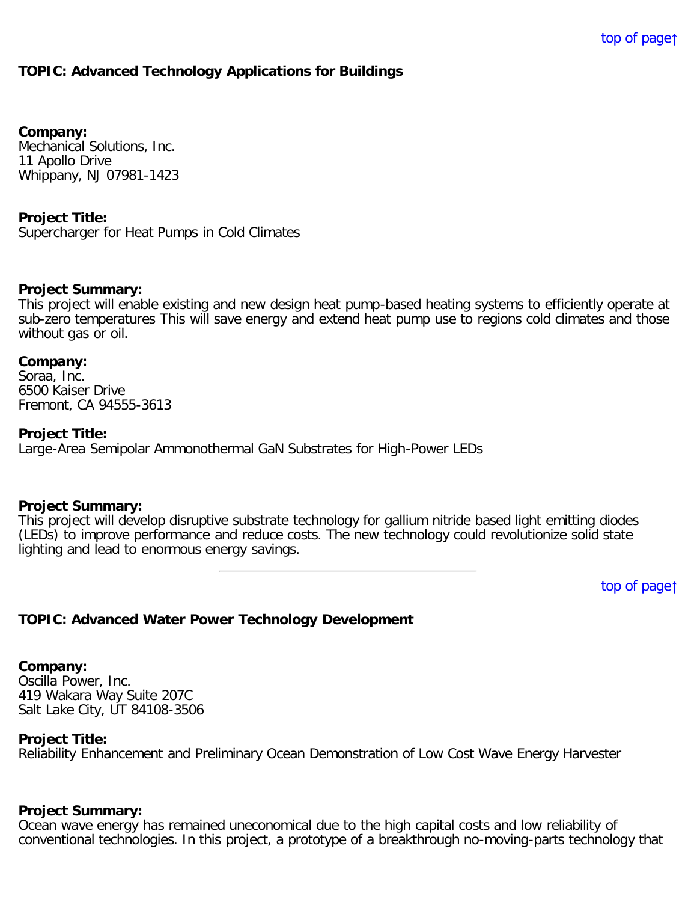[top of page↑]

**TOPIC: Advanced Technology Applications for Buildings**

**Company:**
Mechanical Solutions, Inc.
11 Apollo Drive
Whippany, NJ 07981-1423

**Project Title:**
Supercharger for Heat Pumps in Cold Climates

**Project Summary:**
This project will enable existing and new design heat pump-based heating systems to efficiently operate at sub-zero temperatures This will save energy and extend heat pump use to regions cold climates and those without gas or oil.

**Company:**
Soraa, Inc.
6500 Kaiser Drive
Fremont, CA 94555-3613

**Project Title:**
Large-Area Semipolar Ammonothermal GaN Substrates for High-Power LEDs

**Project Summary:**
This project will develop disruptive substrate technology for gallium nitride based light emitting diodes (LEDs) to improve performance and reduce costs. The new technology could revolutionize solid state lighting and lead to enormous energy savings.

---

[top of page↑]

**TOPIC: Advanced Water Power Technology Development**

**Company:**
Oscilla Power, Inc.
419 Wakara Way Suite 207C
Salt Lake City, UT 84108-3506

**Project Title:**
Reliability Enhancement and Preliminary Ocean Demonstration of Low Cost Wave Energy Harvester

**Project Summary:**
Ocean wave energy has remained uneconomical due to the high capital costs and low reliability of conventional technologies. In this project, a prototype of a breakthrough no-moving-parts technology that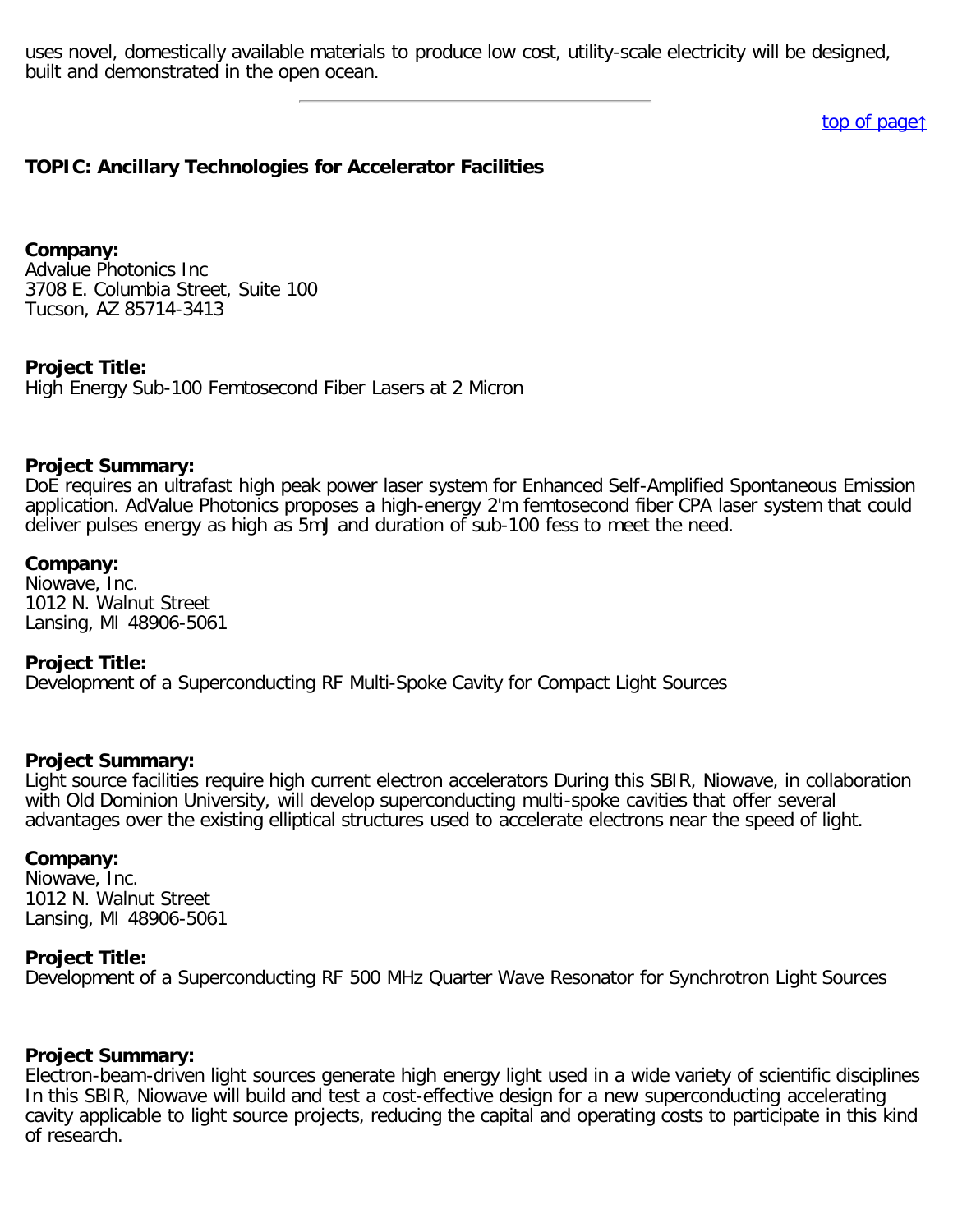uses novel, domestically available materials to produce low cost, utility-scale electricity will be designed, built and demonstrated in the open ocean.

---

top of page↑

**TOPIC: Ancillary Technologies for Accelerator Facilities**

**Company:**
Advalue Photonics Inc
3708 E. Columbia Street, Suite 100
Tucson, AZ 85714-3413

**Project Title:**
High Energy Sub-100 Femtosecond Fiber Lasers at 2 Micron

**Project Summary:**
DoE requires an ultrafast high peak power laser system for Enhanced Self-Amplified Spontaneous Emission application. AdValue Photonics proposes a high-energy 2'm femtosecond fiber CPA laser system that could deliver pulses energy as high as 5mJ and duration of sub-100 fess to meet the need.

**Company:**
Niowave, Inc.
1012 N. Walnut Street
Lansing, MI 48906-5061

**Project Title:**
Development of a Superconducting RF Multi-Spoke Cavity for Compact Light Sources

**Project Summary:**
Light source facilities require high current electron accelerators During this SBIR, Niowave, in collaboration with Old Dominion University, will develop superconducting multi-spoke cavities that offer several advantages over the existing elliptical structures used to accelerate electrons near the speed of light.

**Company:**
Niowave, Inc.
1012 N. Walnut Street
Lansing, MI 48906-5061

**Project Title:**
Development of a Superconducting RF 500 MHz Quarter Wave Resonator for Synchrotron Light Sources

**Project Summary:**
Electron-beam-driven light sources generate high energy light used in a wide variety of scientific disciplines In this SBIR, Niowave will build and test a cost-effective design for a new superconducting accelerating cavity applicable to light source projects, reducing the capital and operating costs to participate in this kind of research.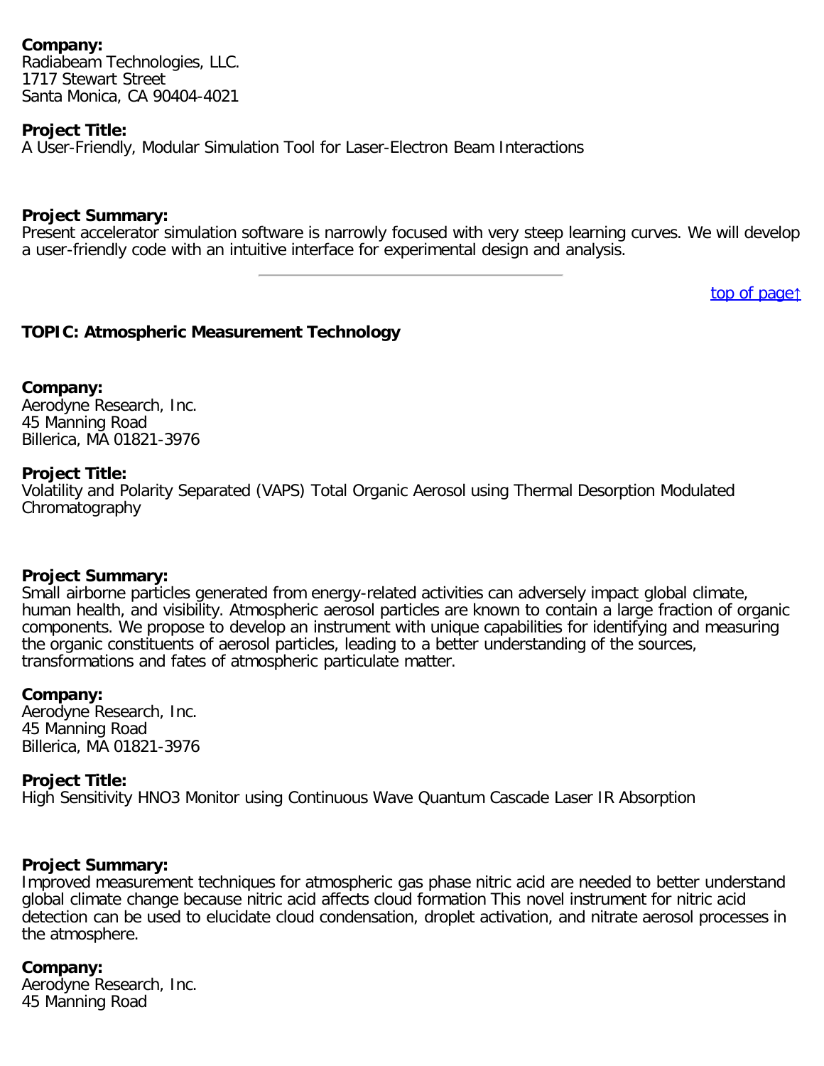**Company:**
Radiabeam Technologies, LLC.
1717 Stewart Street
Santa Monica, CA 90404-4021

**Project Title:**
A User-Friendly, Modular Simulation Tool for Laser-Electron Beam Interactions

**Project Summary:**
Present accelerator simulation software is narrowly focused with very steep learning curves. We will develop a user-friendly code with an intuitive interface for experimental design and analysis.

---

top of page↑

**TOPIC: Atmospheric Measurement Technology**

**Company:**
Aerodyne Research, Inc.
45 Manning Road
Billerica, MA 01821-3976

**Project Title:**
Volatility and Polarity Separated (VAPS) Total Organic Aerosol using Thermal Desorption Modulated Chromatography

**Project Summary:**
Small airborne particles generated from energy-related activities can adversely impact global climate, human health, and visibility. Atmospheric aerosol particles are known to contain a large fraction of organic components. We propose to develop an instrument with unique capabilities for identifying and measuring the organic constituents of aerosol particles, leading to a better understanding of the sources, transformations and fates of atmospheric particulate matter.

**Company:**
Aerodyne Research, Inc.
45 Manning Road
Billerica, MA 01821-3976

**Project Title:**
High Sensitivity $HNO_3$ Monitor using Continuous Wave Quantum Cascade Laser IR Absorption

**Project Summary:**
Improved measurement techniques for atmospheric gas phase nitric acid are needed to better understand global climate change because nitric acid affects cloud formation This novel instrument for nitric acid detection can be used to elucidate cloud condensation, droplet activation, and nitrate aerosol processes in the atmosphere.

**Company:**
Aerodyne Research, Inc.
45 Manning Road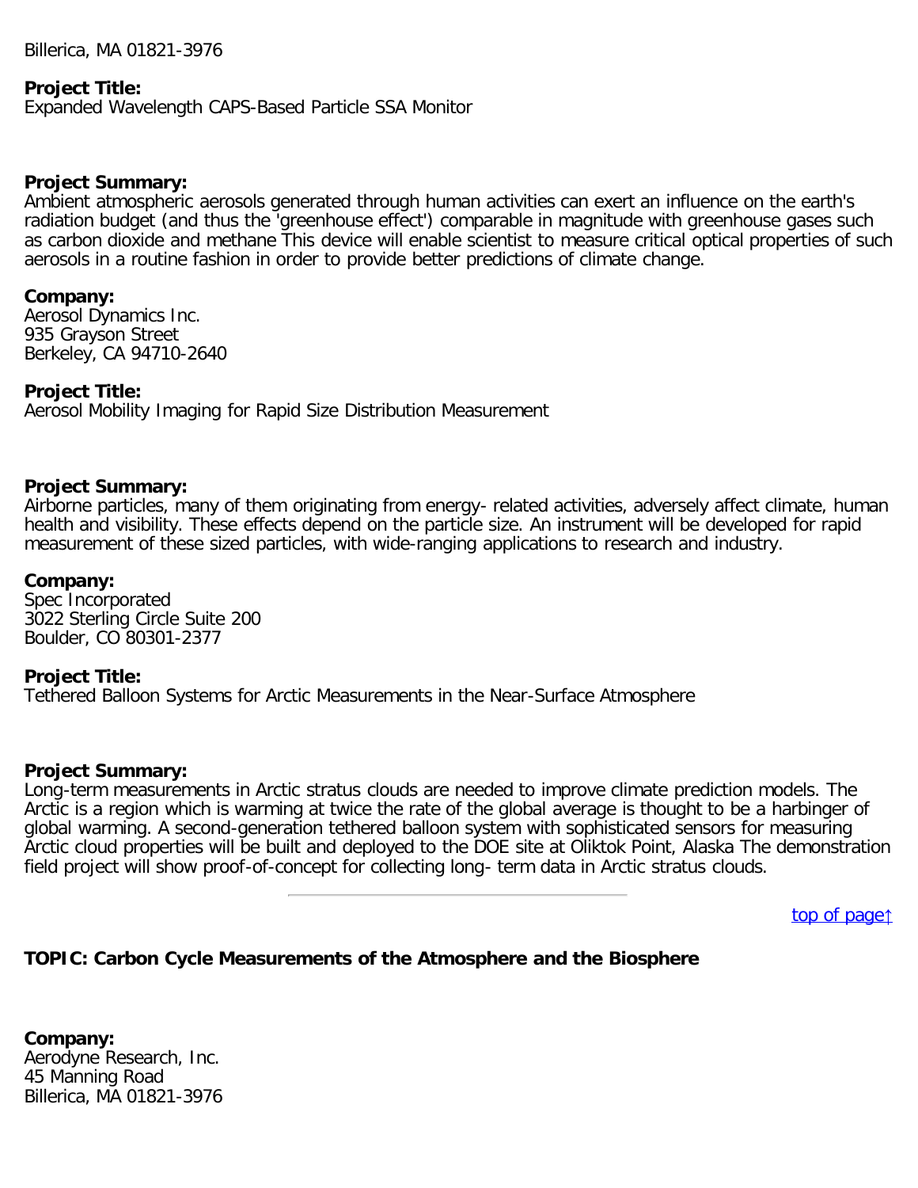Billerica, MA 01821-3976

**Project Title:**
Expanded Wavelength CAPS-Based Particle SSA Monitor

**Project Summary:**
Ambient atmospheric aerosols generated through human activities can exert an influence on the earth's radiation budget (and thus the 'greenhouse effect') comparable in magnitude with greenhouse gases such as carbon dioxide and methane This device will enable scientist to measure critical optical properties of such aerosols in a routine fashion in order to provide better predictions of climate change.

**Company:**
Aerosol Dynamics Inc.
935 Grayson Street
Berkeley, CA 94710-2640

**Project Title:**
Aerosol Mobility Imaging for Rapid Size Distribution Measurement

**Project Summary:**
Airborne particles, many of them originating from energy- related activities, adversely affect climate, human health and visibility. These effects depend on the particle size. An instrument will be developed for rapid measurement of these sized particles, with wide-ranging applications to research and industry.

**Company:**
Spec Incorporated
3022 Sterling Circle Suite 200
Boulder, CO 80301-2377

**Project Title:**
Tethered Balloon Systems for Arctic Measurements in the Near-Surface Atmosphere

**Project Summary:**
Long-term measurements in Arctic stratus clouds are needed to improve climate prediction models. The Arctic is a region which is warming at twice the rate of the global average is thought to be a harbinger of global warming. A second-generation tethered balloon system with sophisticated sensors for measuring Arctic cloud properties will be built and deployed to the DOE site at Oliktok Point, Alaska The demonstration field project will show proof-of-concept for collecting long- term data in Arctic stratus clouds.

---

top of page↑

**TOPIC: Carbon Cycle Measurements of the Atmosphere and the Biosphere**

**Company:**
Aerodyne Research, Inc.
45 Manning Road
Billerica, MA 01821-3976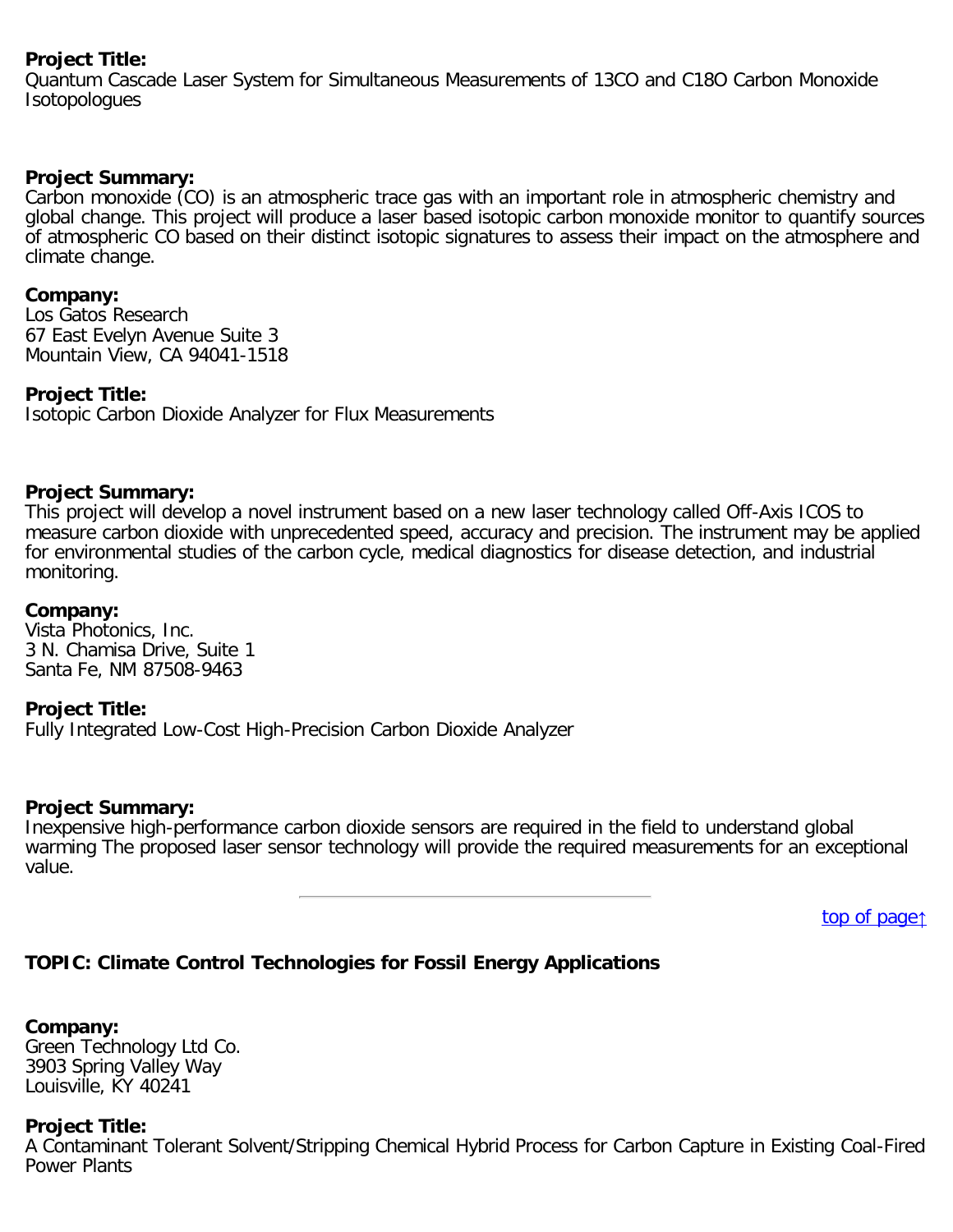**Project Title:**
Quantum Cascade Laser System for Simultaneous Measurements of 13CO and C18O Carbon Monoxide Isotopologues

**Project Summary:**
Carbon monoxide (CO) is an atmospheric trace gas with an important role in atmospheric chemistry and global change. This project will produce a laser based isotopic carbon monoxide monitor to quantify sources of atmospheric CO based on their distinct isotopic signatures to assess their impact on the atmosphere and climate change.

**Company:**
Los Gatos Research
67 East Evelyn Avenue Suite 3
Mountain View, CA 94041-1518

**Project Title:**
Isotopic Carbon Dioxide Analyzer for Flux Measurements

**Project Summary:**
This project will develop a novel instrument based on a new laser technology called Off-Axis ICOS to measure carbon dioxide with unprecedented speed, accuracy and precision. The instrument may be applied for environmental studies of the carbon cycle, medical diagnostics for disease detection, and industrial monitoring.

**Company:**
Vista Photonics, Inc.
3 N. Chamisa Drive, Suite 1
Santa Fe, NM 87508-9463

**Project Title:**
Fully Integrated Low-Cost High-Precision Carbon Dioxide Analyzer

**Project Summary:**
Inexpensive high-performance carbon dioxide sensors are required in the field to understand global warming The proposed laser sensor technology will provide the required measurements for an exceptional value.

---

top of page↑

### TOPIC: Climate Control Technologies for Fossil Energy Applications

**Company:**
Green Technology Ltd Co.
3903 Spring Valley Way
Louisville, KY 40241

**Project Title:**
A Contaminant Tolerant Solvent/Stripping Chemical Hybrid Process for Carbon Capture in Existing Coal-Fired Power Plants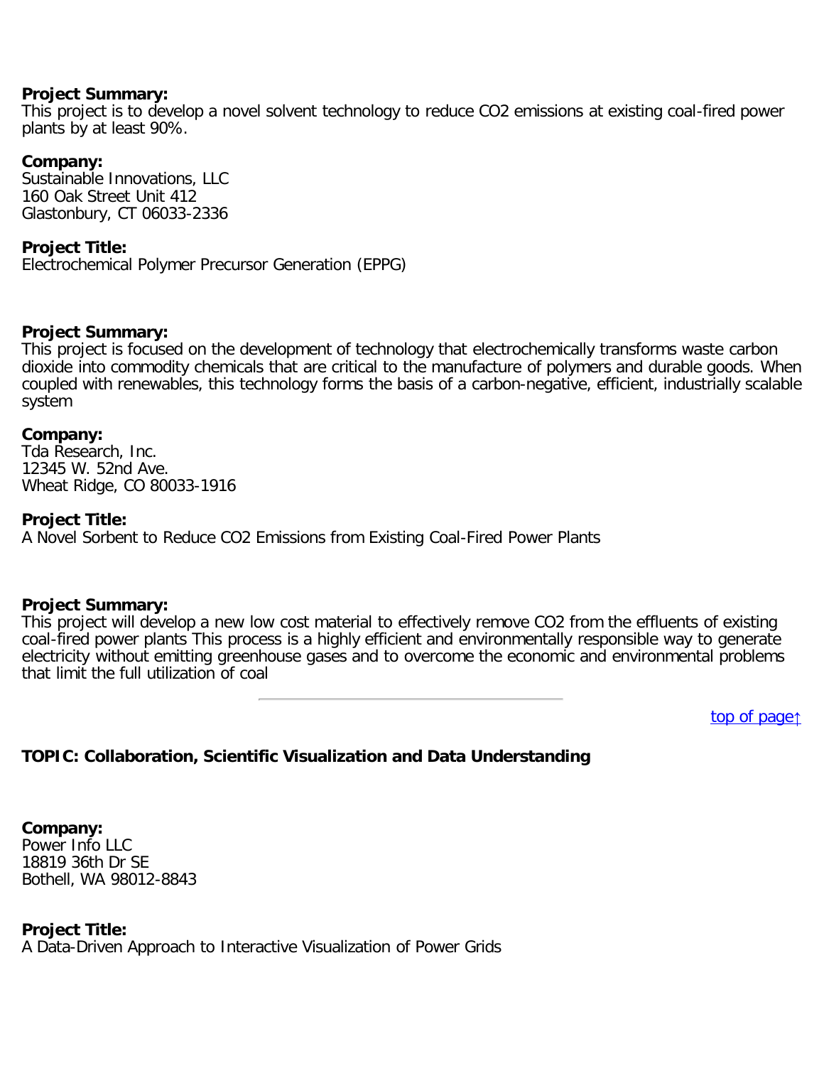**Project Summary:**
This project is to develop a novel solvent technology to reduce $CO_2$ emissions at existing coal-fired power plants by at least 90%.

**Company:**
Sustainable Innovations, LLC
160 Oak Street Unit 412
Glastonbury, CT 06033-2336

**Project Title:**
Electrochemical Polymer Precursor Generation (EPPG)

**Project Summary:**
This project is focused on the development of technology that electrochemically transforms waste carbon dioxide into commodity chemicals that are critical to the manufacture of polymers and durable goods. When coupled with renewables, this technology forms the basis of a carbon-negative, efficient, industrially scalable system

**Company:**
Tda Research, Inc.
12345 W. 52nd Ave.
Wheat Ridge, CO 80033-1916

**Project Title:**
A Novel Sorbent to Reduce $CO_2$ Emissions from Existing Coal-Fired Power Plants

**Project Summary:**
This project will develop a new low cost material to effectively remove $CO_2$ from the effluents of existing coal-fired power plants This process is a highly efficient and environmentally responsible way to generate electricity without emitting greenhouse gases and to overcome the economic and environmental problems that limit the full utilization of coal

---

top of page↑

**TOPIC: Collaboration, Scientific Visualization and Data Understanding**

**Company:**
Power Info LLC
18819 36th Dr SE
Bothell, WA 98012-8843

**Project Title:**
A Data-Driven Approach to Interactive Visualization of Power Grids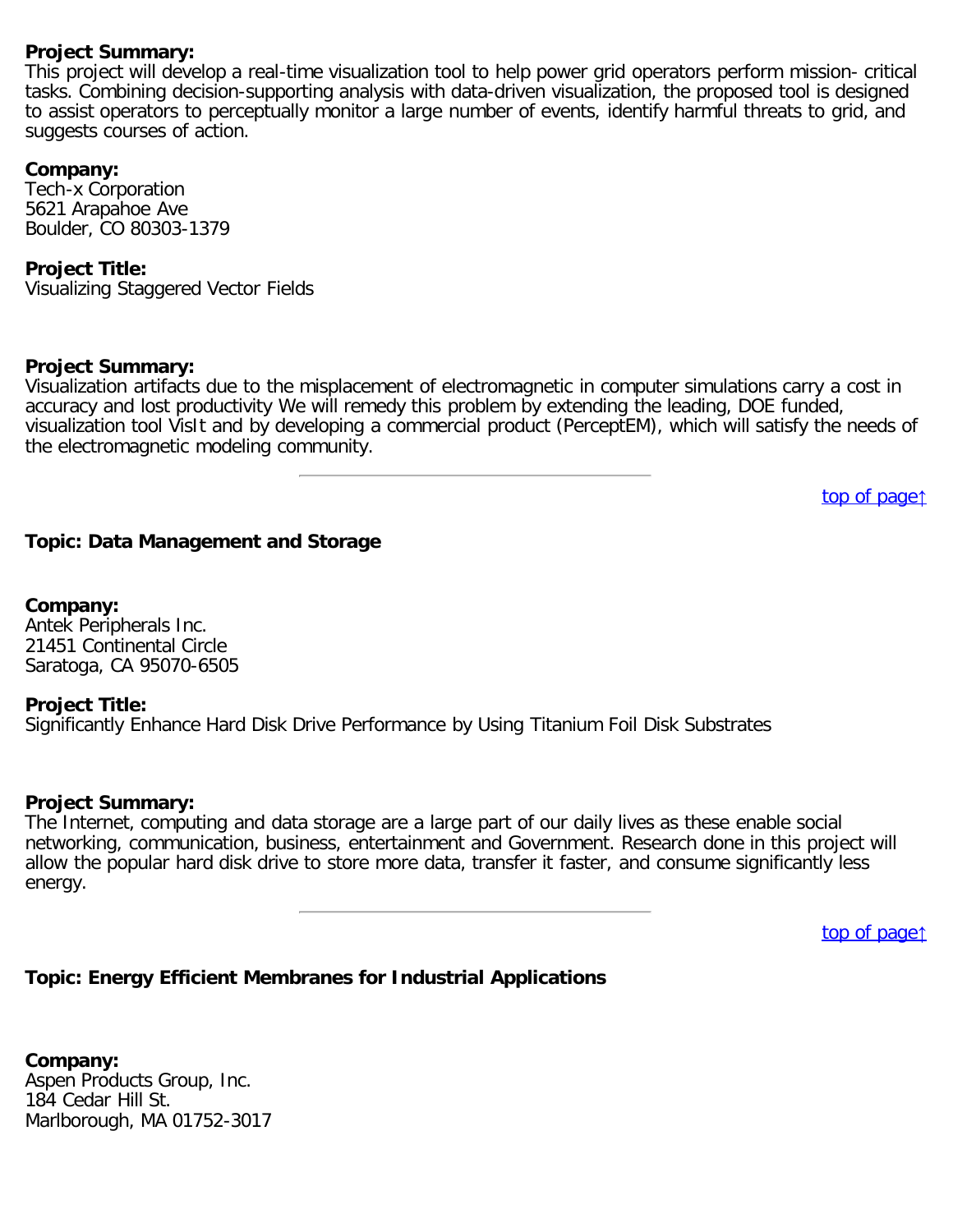**Project Summary:**
This project will develop a real-time visualization tool to help power grid operators perform mission- critical tasks. Combining decision-supporting analysis with data-driven visualization, the proposed tool is designed to assist operators to perceptually monitor a large number of events, identify harmful threats to grid, and suggests courses of action.

**Company:**
Tech-x Corporation
5621 Arapahoe Ave
Boulder, CO 80303-1379

**Project Title:**
Visualizing Staggered Vector Fields

**Project Summary:**
Visualization artifacts due to the misplacement of electromagnetic in computer simulations carry a cost in accuracy and lost productivity We will remedy this problem by extending the leading, DOE funded, visualization tool VisIt and by developing a commercial product (PerceptEM), which will satisfy the needs of the electromagnetic modeling community.

---

top of page↑

**Topic: Data Management and Storage**

**Company:**
Antek Peripherals Inc.
21451 Continental Circle
Saratoga, CA 95070-6505

**Project Title:**
Significantly Enhance Hard Disk Drive Performance by Using Titanium Foil Disk Substrates

**Project Summary:**
The Internet, computing and data storage are a large part of our daily lives as these enable social networking, communication, business, entertainment and Government. Research done in this project will allow the popular hard disk drive to store more data, transfer it faster, and consume significantly less energy.

---

top of page↑

**Topic: Energy Efficient Membranes for Industrial Applications**

**Company:**
Aspen Products Group, Inc.
184 Cedar Hill St.
Marlborough, MA 01752-3017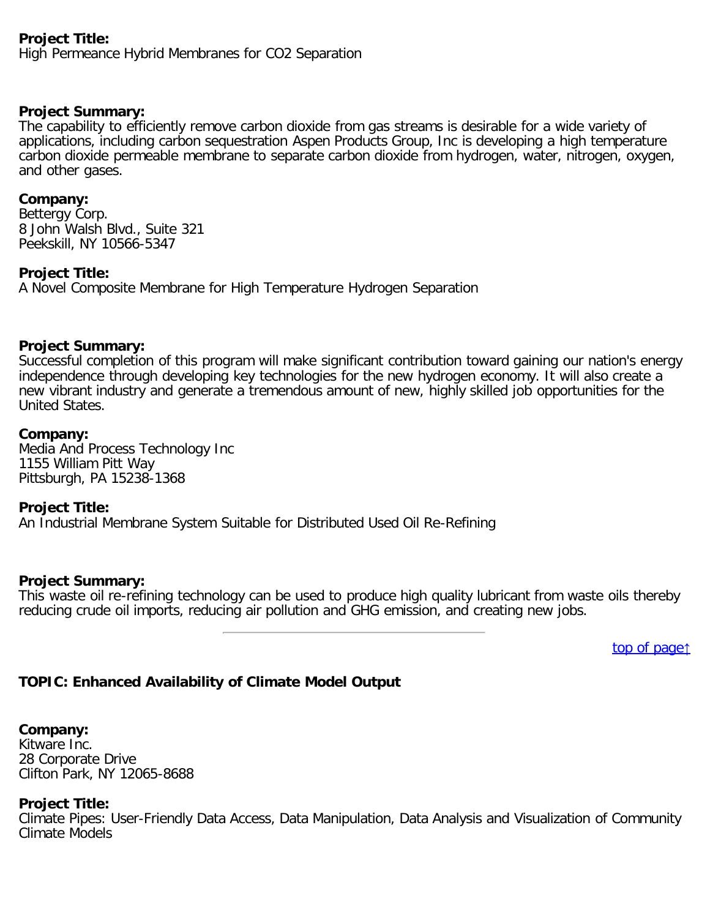**Project Title:**
High Permeance Hybrid Membranes for CO2 Separation

**Project Summary:**
The capability to efficiently remove carbon dioxide from gas streams is desirable for a wide variety of applications, including carbon sequestration Aspen Products Group, Inc is developing a high temperature carbon dioxide permeable membrane to separate carbon dioxide from hydrogen, water, nitrogen, oxygen, and other gases.

**Company:**
Bettergy Corp.
8 John Walsh Blvd., Suite 321
Peekskill, NY 10566-5347

**Project Title:**
A Novel Composite Membrane for High Temperature Hydrogen Separation

**Project Summary:**
Successful completion of this program will make significant contribution toward gaining our nation's energy independence through developing key technologies for the new hydrogen economy. It will also create a new vibrant industry and generate a tremendous amount of new, highly skilled job opportunities for the United States.

**Company:**
Media And Process Technology Inc
1155 William Pitt Way
Pittsburgh, PA 15238-1368

**Project Title:**
An Industrial Membrane System Suitable for Distributed Used Oil Re-Refining

**Project Summary:**
This waste oil re-refining technology can be used to produce high quality lubricant from waste oils thereby reducing crude oil imports, reducing air pollution and GHG emission, and creating new jobs.

---

top of page↑

### TOPIC: Enhanced Availability of Climate Model Output

**Company:**
Kitware Inc.
28 Corporate Drive
Clifton Park, NY 12065-8688

**Project Title:**
Climate Pipes: User-Friendly Data Access, Data Manipulation, Data Analysis and Visualization of Community Climate Models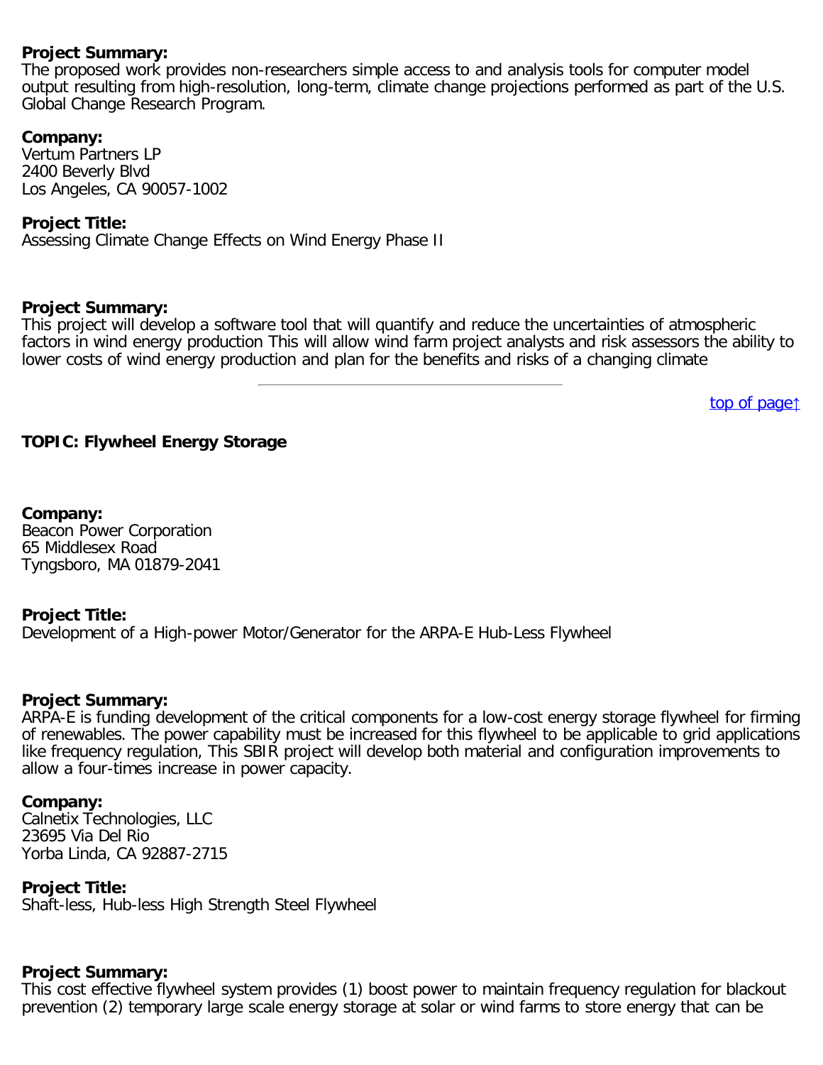**Project Summary:**
The proposed work provides non-researchers simple access to and analysis tools for computer model output resulting from high-resolution, long-term, climate change projections performed as part of the U.S. Global Change Research Program.

**Company:**
Vertum Partners LP
2400 Beverly Blvd
Los Angeles, CA 90057-1002

**Project Title:**
Assessing Climate Change Effects on Wind Energy Phase II

**Project Summary:**
This project will develop a software tool that will quantify and reduce the uncertainties of atmospheric factors in wind energy production This will allow wind farm project analysts and risk assessors the ability to lower costs of wind energy production and plan for the benefits and risks of a changing climate

---

top of page↑

**TOPIC: Flywheel Energy Storage**

**Company:**
Beacon Power Corporation
65 Middlesex Road
Tyngsboro, MA 01879-2041

**Project Title:**
Development of a High-power Motor/Generator for the ARPA-E Hub-Less Flywheel

**Project Summary:**
ARPA-E is funding development of the critical components for a low-cost energy storage flywheel for firming of renewables. The power capability must be increased for this flywheel to be applicable to grid applications like frequency regulation, This SBIR project will develop both material and configuration improvements to allow a four-times increase in power capacity.

**Company:**
Calnetix Technologies, LLC
23695 Via Del Rio
Yorba Linda, CA 92887-2715

**Project Title:**
Shaft-less, Hub-less High Strength Steel Flywheel

**Project Summary:**
This cost effective flywheel system provides (1) boost power to maintain frequency regulation for blackout prevention (2) temporary large scale energy storage at solar or wind farms to store energy that can be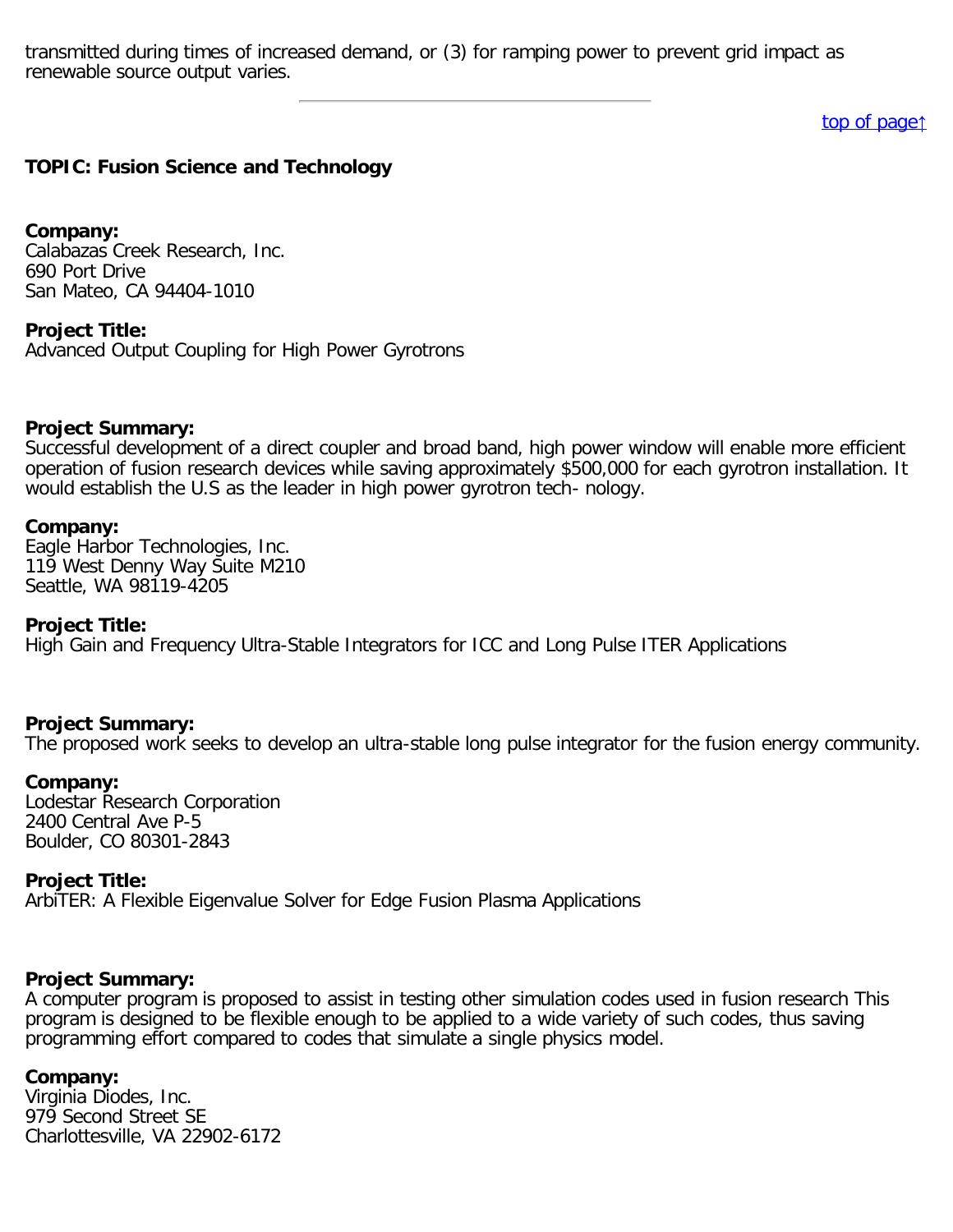transmitted during times of increased demand, or (3) for ramping power to prevent grid impact as renewable source output varies.

---

[top of page↑]

**TOPIC: Fusion Science and Technology**

**Company:**
Calabazas Creek Research, Inc.
690 Port Drive
San Mateo, CA 94404-1010

**Project Title:**
Advanced Output Coupling for High Power Gyrotrons

**Project Summary:**
Successful development of a direct coupler and broad band, high power window will enable more efficient operation of fusion research devices while saving approximately $500,000 for each gyrotron installation. It would establish the U.S as the leader in high power gyrotron tech- nology.

**Company:**
Eagle Harbor Technologies, Inc.
119 West Denny Way Suite M210
Seattle, WA 98119-4205

**Project Title:**
High Gain and Frequency Ultra-Stable Integrators for ICC and Long Pulse ITER Applications

**Project Summary:**
The proposed work seeks to develop an ultra-stable long pulse integrator for the fusion energy community.

**Company:**
Lodestar Research Corporation
2400 Central Ave P-5
Boulder, CO 80301-2843

**Project Title:**
ArbiTER: A Flexible Eigenvalue Solver for Edge Fusion Plasma Applications

**Project Summary:**
A computer program is proposed to assist in testing other simulation codes used in fusion research This program is designed to be flexible enough to be applied to a wide variety of such codes, thus saving programming effort compared to codes that simulate a single physics model.

**Company:**
Virginia Diodes, Inc.
979 Second Street SE
Charlottesville, VA 22902-6172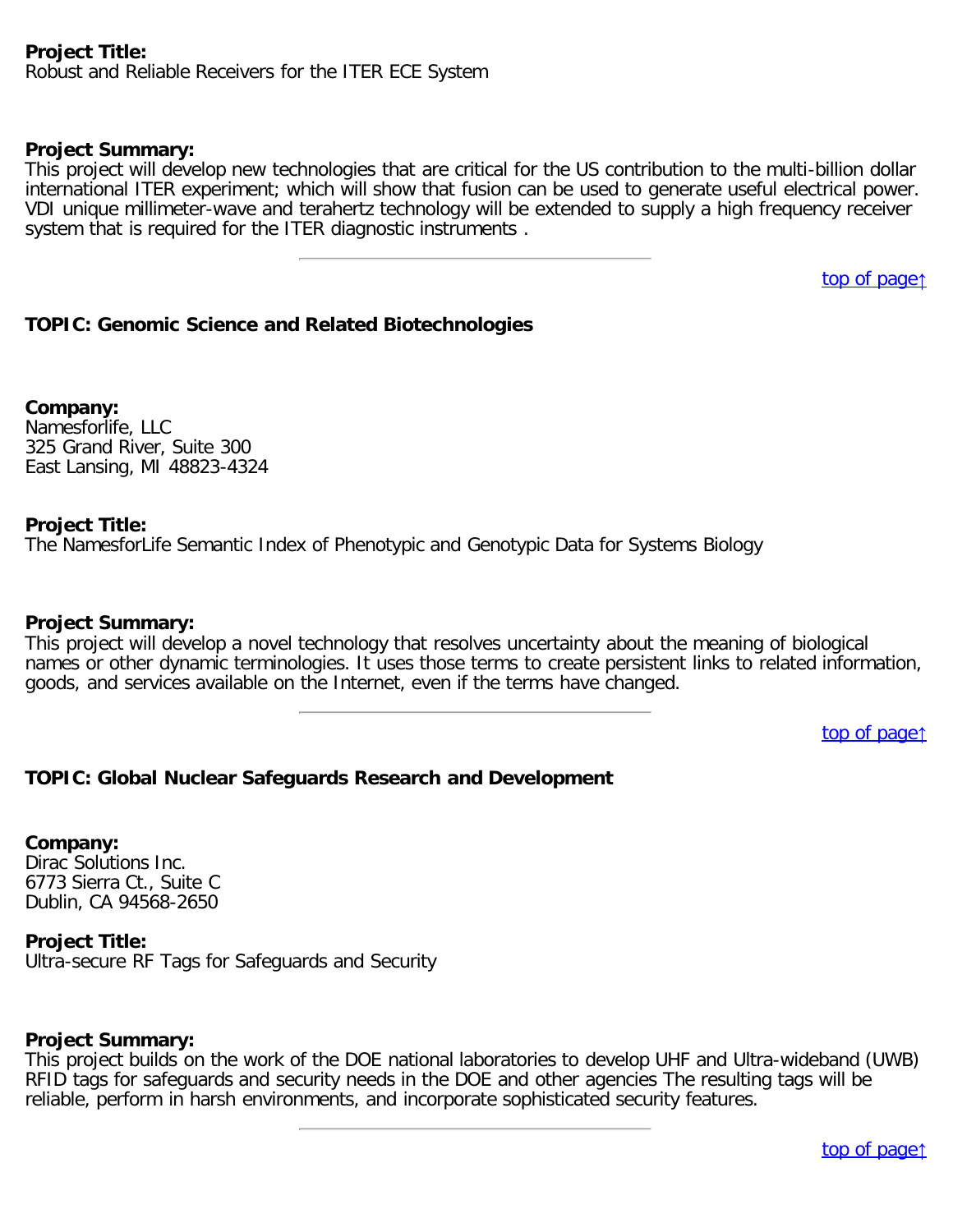**Project Title:**
Robust and Reliable Receivers for the ITER ECE System

**Project Summary:**
This project will develop new technologies that are critical for the US contribution to the multi-billion dollar international ITER experiment; which will show that fusion can be used to generate useful electrical power. VDI unique millimeter-wave and terahertz technology will be extended to supply a high frequency receiver system that is required for the ITER diagnostic instruments .

---

top of page↑

**TOPIC: Genomic Science and Related Biotechnologies**

**Company:**
Namesforlife, LLC
325 Grand River, Suite 300
East Lansing, MI 48823-4324

**Project Title:**
The NamesforLife Semantic Index of Phenotypic and Genotypic Data for Systems Biology

**Project Summary:**
This project will develop a novel technology that resolves uncertainty about the meaning of biological names or other dynamic terminologies. It uses those terms to create persistent links to related information, goods, and services available on the Internet, even if the terms have changed.

---

top of page↑

**TOPIC: Global Nuclear Safeguards Research and Development**

**Company:**
Dirac Solutions Inc.
6773 Sierra Ct., Suite C
Dublin, CA 94568-2650

**Project Title:**
Ultra-secure RF Tags for Safeguards and Security

**Project Summary:**
This project builds on the work of the DOE national laboratories to develop UHF and Ultra-wideband (UWB) RFID tags for safeguards and security needs in the DOE and other agencies The resulting tags will be reliable, perform in harsh environments, and incorporate sophisticated security features.

---

top of page↑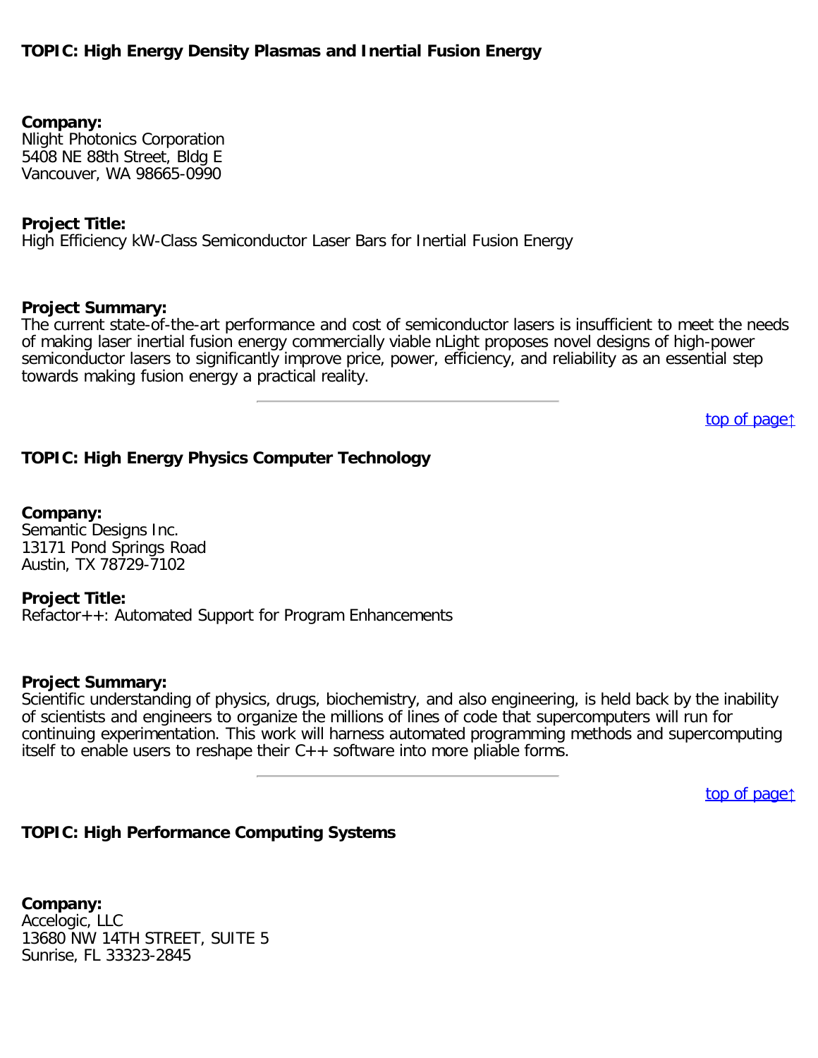**TOPIC: High Energy Density Plasmas and Inertial Fusion Energy**

**Company:**
Nlight Photonics Corporation
5408 NE 88th Street, Bldg E
Vancouver, WA 98665-0990

**Project Title:**
High Efficiency kW-Class Semiconductor Laser Bars for Inertial Fusion Energy

**Project Summary:**
The current state-of-the-art performance and cost of semiconductor lasers is insufficient to meet the needs of making laser inertial fusion energy commercially viable nLight proposes novel designs of high-power semiconductor lasers to significantly improve price, power, efficiency, and reliability as an essential step towards making fusion energy a practical reality.

---

top of page↑

**TOPIC: High Energy Physics Computer Technology**

**Company:**
Semantic Designs Inc.
13171 Pond Springs Road
Austin, TX 78729-7102

**Project Title:**
Refactor++: Automated Support for Program Enhancements

**Project Summary:**
Scientific understanding of physics, drugs, biochemistry, and also engineering, is held back by the inability of scientists and engineers to organize the millions of lines of code that supercomputers will run for continuing experimentation. This work will harness automated programming methods and supercomputing itself to enable users to reshape their C++ software into more pliable forms.

---

top of page↑

**TOPIC: High Performance Computing Systems**

**Company:**
Accelogic, LLC
13680 NW 14TH STREET, SUITE 5
Sunrise, FL 33323-2845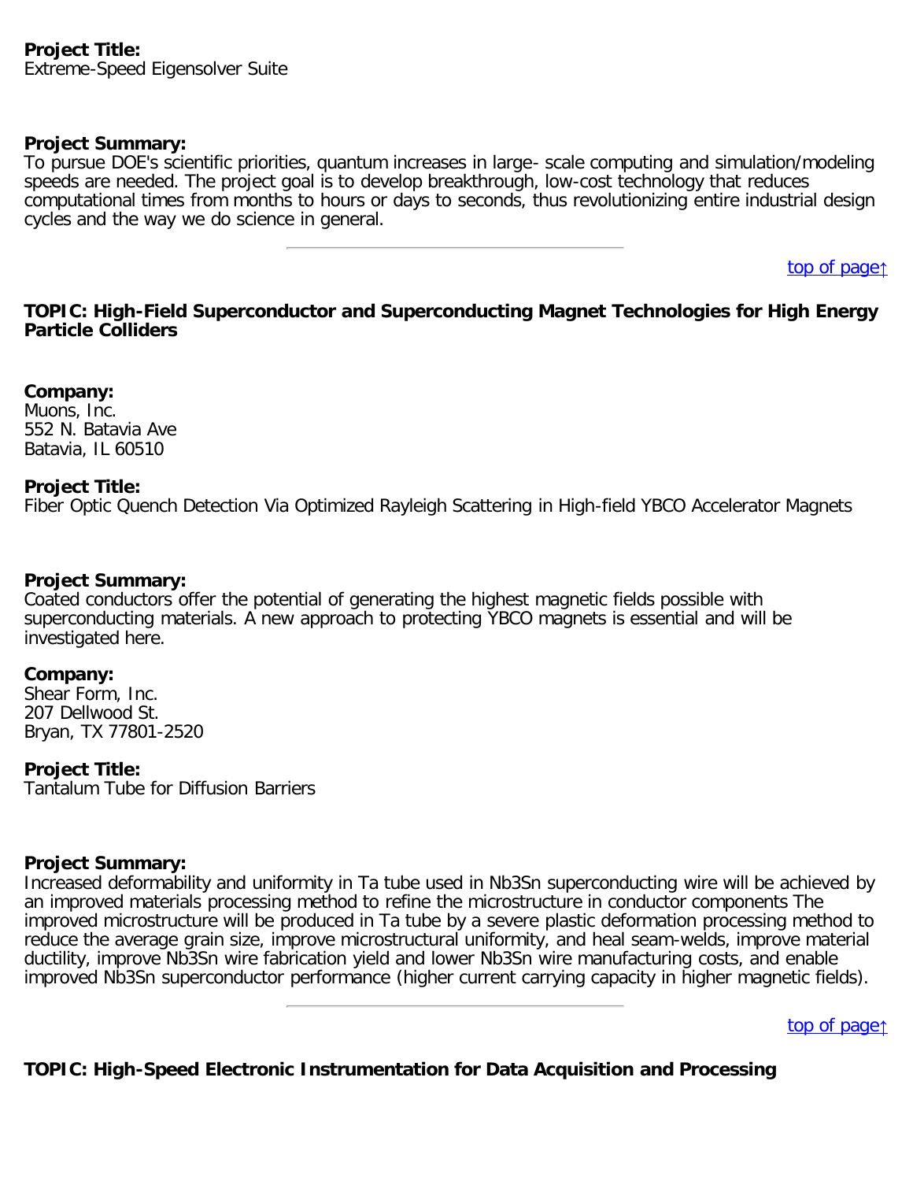**Project Title:**
Extreme-Speed Eigensolver Suite

**Project Summary:**
To pursue DOE's scientific priorities, quantum increases in large- scale computing and simulation/modeling speeds are needed. The project goal is to develop breakthrough, low-cost technology that reduces computational times from months to hours or days to seconds, thus revolutionizing entire industrial design cycles and the way we do science in general.

---

top of page↑

**TOPIC: High-Field Superconductor and Superconducting Magnet Technologies for High Energy Particle Colliders**

**Company:**
Muons, Inc.
552 N. Batavia Ave
Batavia, IL 60510

**Project Title:**
Fiber Optic Quench Detection Via Optimized Rayleigh Scattering in High-field YBCO Accelerator Magnets

**Project Summary:**
Coated conductors offer the potential of generating the highest magnetic fields possible with superconducting materials. A new approach to protecting YBCO magnets is essential and will be investigated here.

**Company:**
Shear Form, Inc.
207 Dellwood St.
Bryan, TX 77801-2520

**Project Title:**
Tantalum Tube for Diffusion Barriers

**Project Summary:**
Increased deformability and uniformity in Ta tube used in $Nb_3Sn$ superconducting wire will be achieved by an improved materials processing method to refine the microstructure in conductor components The improved microstructure will be produced in Ta tube by a severe plastic deformation processing method to reduce the average grain size, improve microstructural uniformity, and heal seam-welds, improve material ductility, improve $Nb_3Sn$ wire fabrication yield and lower $Nb_3Sn$ wire manufacturing costs, and enable improved $Nb_3Sn$ superconductor performance (higher current carrying capacity in higher magnetic fields).

---

top of page↑

**TOPIC: High-Speed Electronic Instrumentation for Data Acquisition and Processing**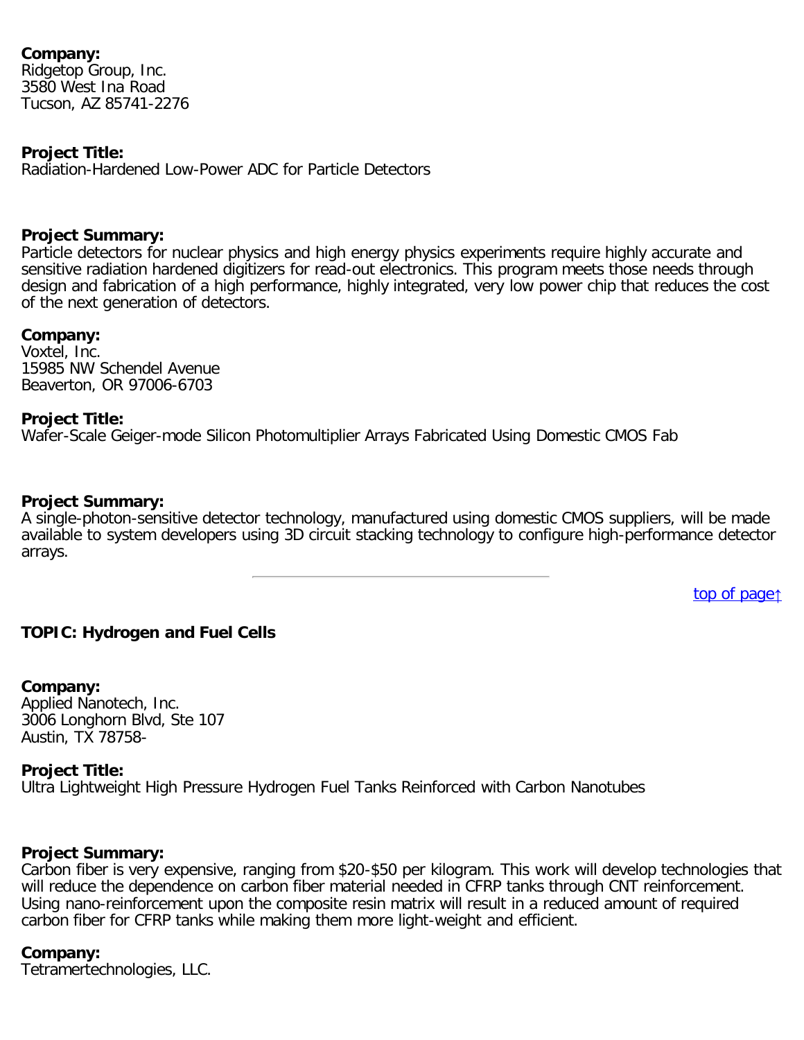**Company:**
Ridgetop Group, Inc.
3580 West Ina Road
Tucson, AZ 85741-2276

**Project Title:**
Radiation-Hardened Low-Power ADC for Particle Detectors

**Project Summary:**
Particle detectors for nuclear physics and high energy physics experiments require highly accurate and sensitive radiation hardened digitizers for read-out electronics. This program meets those needs through design and fabrication of a high performance, highly integrated, very low power chip that reduces the cost of the next generation of detectors.

**Company:**
Voxtel, Inc.
15985 NW Schendel Avenue
Beaverton, OR 97006-6703

**Project Title:**
Wafer-Scale Geiger-mode Silicon Photomultiplier Arrays Fabricated Using Domestic CMOS Fab

**Project Summary:**
A single-photon-sensitive detector technology, manufactured using domestic CMOS suppliers, will be made available to system developers using 3D circuit stacking technology to configure high-performance detector arrays.

---

top of page↑

**TOPIC: Hydrogen and Fuel Cells**

**Company:**
Applied Nanotech, Inc.
3006 Longhorn Blvd, Ste 107
Austin, TX 78758-

**Project Title:**
Ultra Lightweight High Pressure Hydrogen Fuel Tanks Reinforced with Carbon Nanotubes

**Project Summary:**
Carbon fiber is very expensive, ranging from $20-$50 per kilogram. This work will develop technologies that will reduce the dependence on carbon fiber material needed in CFRP tanks through CNT reinforcement. Using nano-reinforcement upon the composite resin matrix will result in a reduced amount of required carbon fiber for CFRP tanks while making them more light-weight and efficient.

**Company:**
Tetramertechnologies, LLC.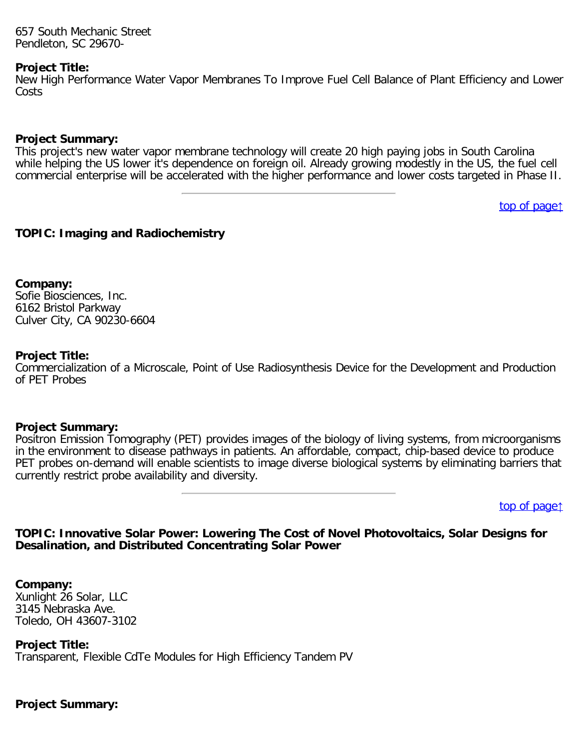657 South Mechanic Street
Pendleton, SC 29670-

**Project Title:**
New High Performance Water Vapor Membranes To Improve Fuel Cell Balance of Plant Efficiency and Lower Costs

**Project Summary:**
This project's new water vapor membrane technology will create 20 high paying jobs in South Carolina while helping the US lower it's dependence on foreign oil. Already growing modestly in the US, the fuel cell commercial enterprise will be accelerated with the higher performance and lower costs targeted in Phase II.

---

top of page↑

**TOPIC: Imaging and Radiochemistry**

**Company:**
Sofie Biosciences, Inc.
6162 Bristol Parkway
Culver City, CA 90230-6604

**Project Title:**
Commercialization of a Microscale, Point of Use Radiosynthesis Device for the Development and Production of PET Probes

**Project Summary:**
Positron Emission Tomography (PET) provides images of the biology of living systems, from microorganisms in the environment to disease pathways in patients. An affordable, compact, chip-based device to produce PET probes on-demand will enable scientists to image diverse biological systems by eliminating barriers that currently restrict probe availability and diversity.

---

top of page↑

**TOPIC: Innovative Solar Power: Lowering The Cost of Novel Photovoltaics, Solar Designs for Desalination, and Distributed Concentrating Solar Power**

**Company:**
Xunlight 26 Solar, LLC
3145 Nebraska Ave.
Toledo, OH 43607-3102

**Project Title:**
Transparent, Flexible CdTe Modules for High Efficiency Tandem PV

**Project Summary:**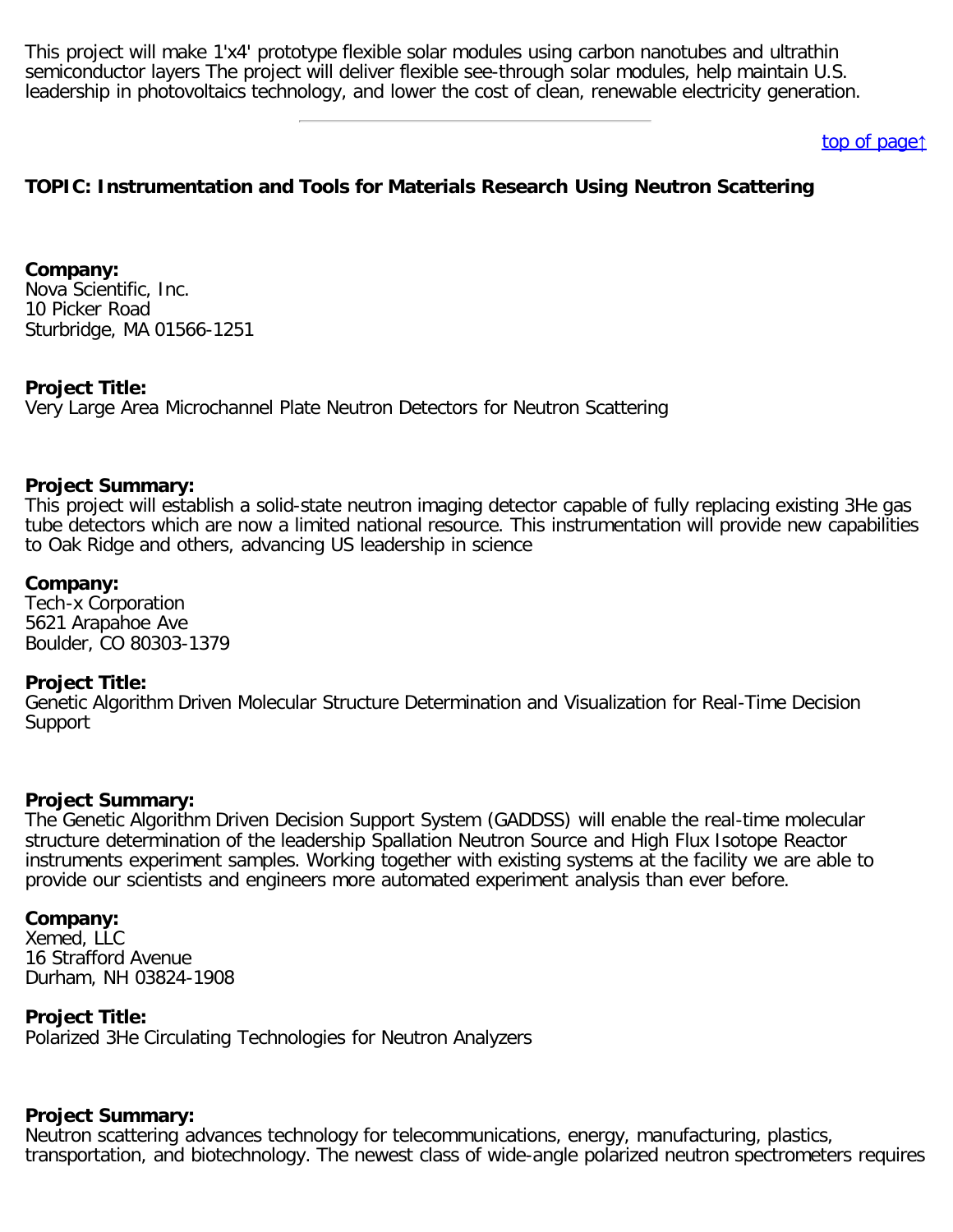This project will make 1'x4' prototype flexible solar modules using carbon nanotubes and ultrathin semiconductor layers The project will deliver flexible see-through solar modules, help maintain U.S. leadership in photovoltaics technology, and lower the cost of clean, renewable electricity generation.

---

[top of page↑]

### TOPIC: Instrumentation and Tools for Materials Research Using Neutron Scattering

**Company:**
Nova Scientific, Inc.
10 Picker Road
Sturbridge, MA 01566-1251

**Project Title:**
Very Large Area Microchannel Plate Neutron Detectors for Neutron Scattering

**Project Summary:**
This project will establish a solid-state neutron imaging detector capable of fully replacing existing 3He gas tube detectors which are now a limited national resource. This instrumentation will provide new capabilities to Oak Ridge and others, advancing US leadership in science

**Company:**
Tech-x Corporation
5621 Arapahoe Ave
Boulder, CO 80303-1379

**Project Title:**
Genetic Algorithm Driven Molecular Structure Determination and Visualization for Real-Time Decision Support

**Project Summary:**
The Genetic Algorithm Driven Decision Support System (GADDSS) will enable the real-time molecular structure determination of the leadership Spallation Neutron Source and High Flux Isotope Reactor instruments experiment samples. Working together with existing systems at the facility we are able to provide our scientists and engineers more automated experiment analysis than ever before.

**Company:**
Xemed, LLC
16 Strafford Avenue
Durham, NH 03824-1908

**Project Title:**
Polarized 3He Circulating Technologies for Neutron Analyzers

**Project Summary:**
Neutron scattering advances technology for telecommunications, energy, manufacturing, plastics, transportation, and biotechnology. The newest class of wide-angle polarized neutron spectrometers requires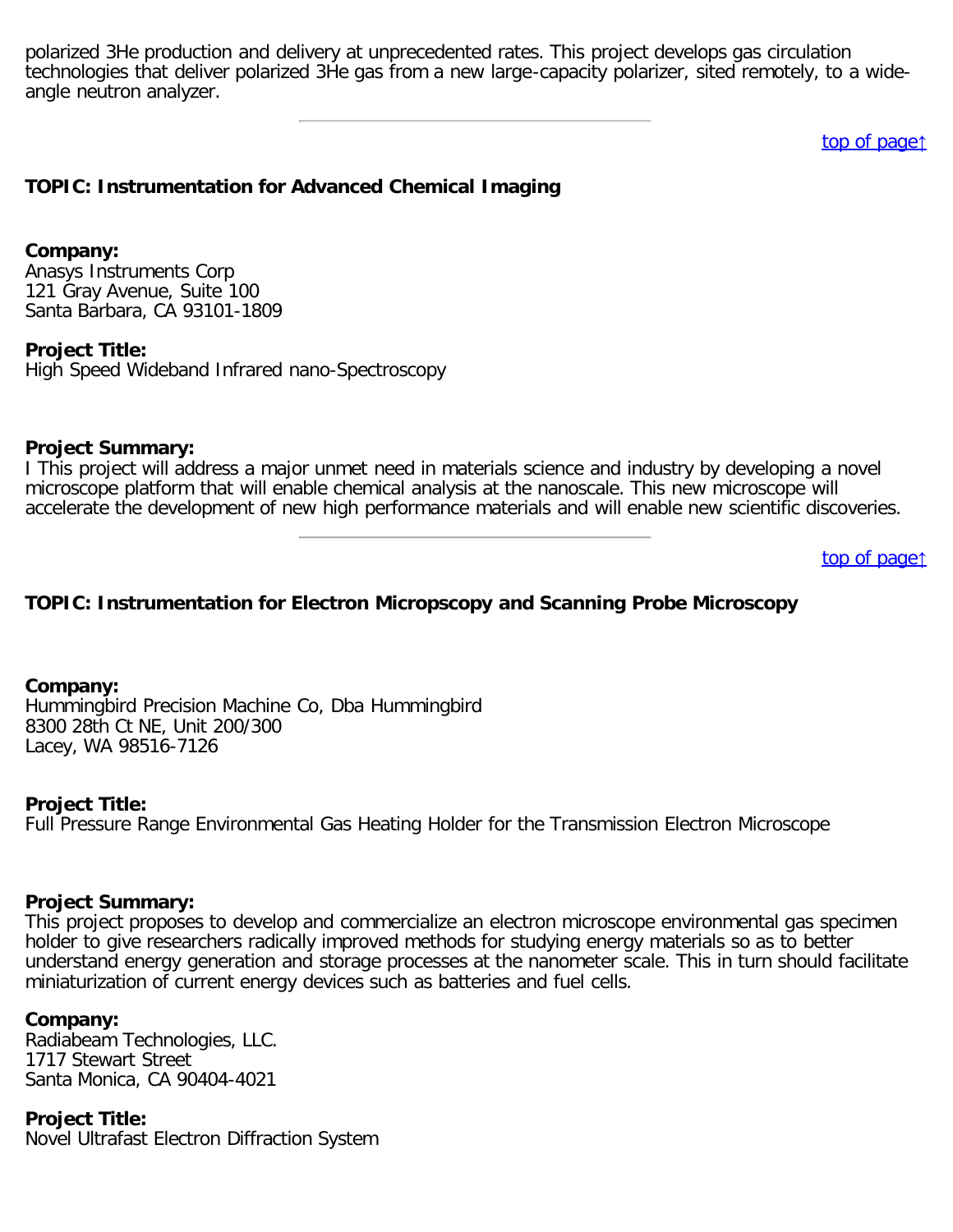polarized 3He production and delivery at unprecedented rates. This project develops gas circulation technologies that deliver polarized 3He gas from a new large-capacity polarizer, sited remotely, to a wide-angle neutron analyzer.

---

top of page↑

### TOPIC: Instrumentation for Advanced Chemical Imaging

**Company:**
Anasys Instruments Corp
121 Gray Avenue, Suite 100
Santa Barbara, CA 93101-1809

**Project Title:**
High Speed Wideband Infrared nano-Spectroscopy

**Project Summary:**
I This project will address a major unmet need in materials science and industry by developing a novel microscope platform that will enable chemical analysis at the nanoscale. This new microscope will accelerate the development of new high performance materials and will enable new scientific discoveries.

---

top of page↑

### TOPIC: Instrumentation for Electron Micropscopy and Scanning Probe Microscopy

**Company:**
Hummingbird Precision Machine Co, Dba Hummingbird
8300 28th Ct NE, Unit 200/300
Lacey, WA 98516-7126

**Project Title:**
Full Pressure Range Environmental Gas Heating Holder for the Transmission Electron Microscope

**Project Summary:**
This project proposes to develop and commercialize an electron microscope environmental gas specimen holder to give researchers radically improved methods for studying energy materials so as to better understand energy generation and storage processes at the nanometer scale. This in turn should facilitate miniaturization of current energy devices such as batteries and fuel cells.

**Company:**
Radiabeam Technologies, LLC.
1717 Stewart Street
Santa Monica, CA 90404-4021

**Project Title:**
Novel Ultrafast Electron Diffraction System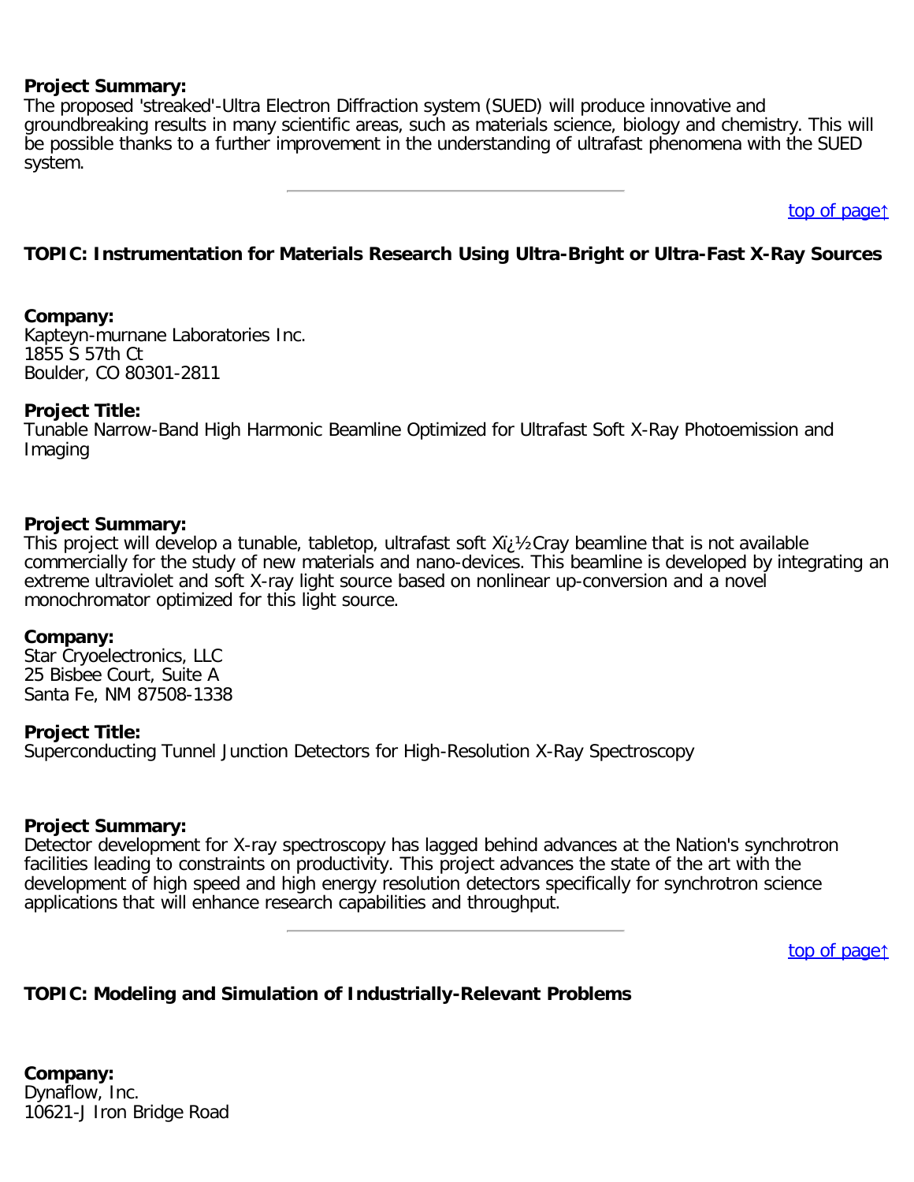**Project Summary:**
The proposed 'streaked'-Ultra Electron Diffraction system (SUED) will produce innovative and groundbreaking results in many scientific areas, such as materials science, biology and chemistry. This will be possible thanks to a further improvement in the understanding of ultrafast phenomena with the SUED system.

---

top of page↑

**TOPIC: Instrumentation for Materials Research Using Ultra-Bright or Ultra-Fast X-Ray Sources**

**Company:**
Kapteyn-murnane Laboratories Inc.
1855 S 57th Ct
Boulder, CO 80301-2811

**Project Title:**
Tunable Narrow-Band High Harmonic Beamline Optimized for Ultrafast Soft X-Ray Photoemission and Imaging

**Project Summary:**
This project will develop a tunable, tabletop, ultrafast soft Xï¿½Cray beamline that is not available commercially for the study of new materials and nano-devices. This beamline is developed by integrating an extreme ultraviolet and soft X-ray light source based on nonlinear up-conversion and a novel monochromator optimized for this light source.

**Company:**
Star Cryoelectronics, LLC
25 Bisbee Court, Suite A
Santa Fe, NM 87508-1338

**Project Title:**
Superconducting Tunnel Junction Detectors for High-Resolution X-Ray Spectroscopy

**Project Summary:**
Detector development for X-ray spectroscopy has lagged behind advances at the Nation's synchrotron facilities leading to constraints on productivity. This project advances the state of the art with the development of high speed and high energy resolution detectors specifically for synchrotron science applications that will enhance research capabilities and throughput.

---

top of page↑

**TOPIC: Modeling and Simulation of Industrially-Relevant Problems**

**Company:**
Dynaflow, Inc.
10621-J Iron Bridge Road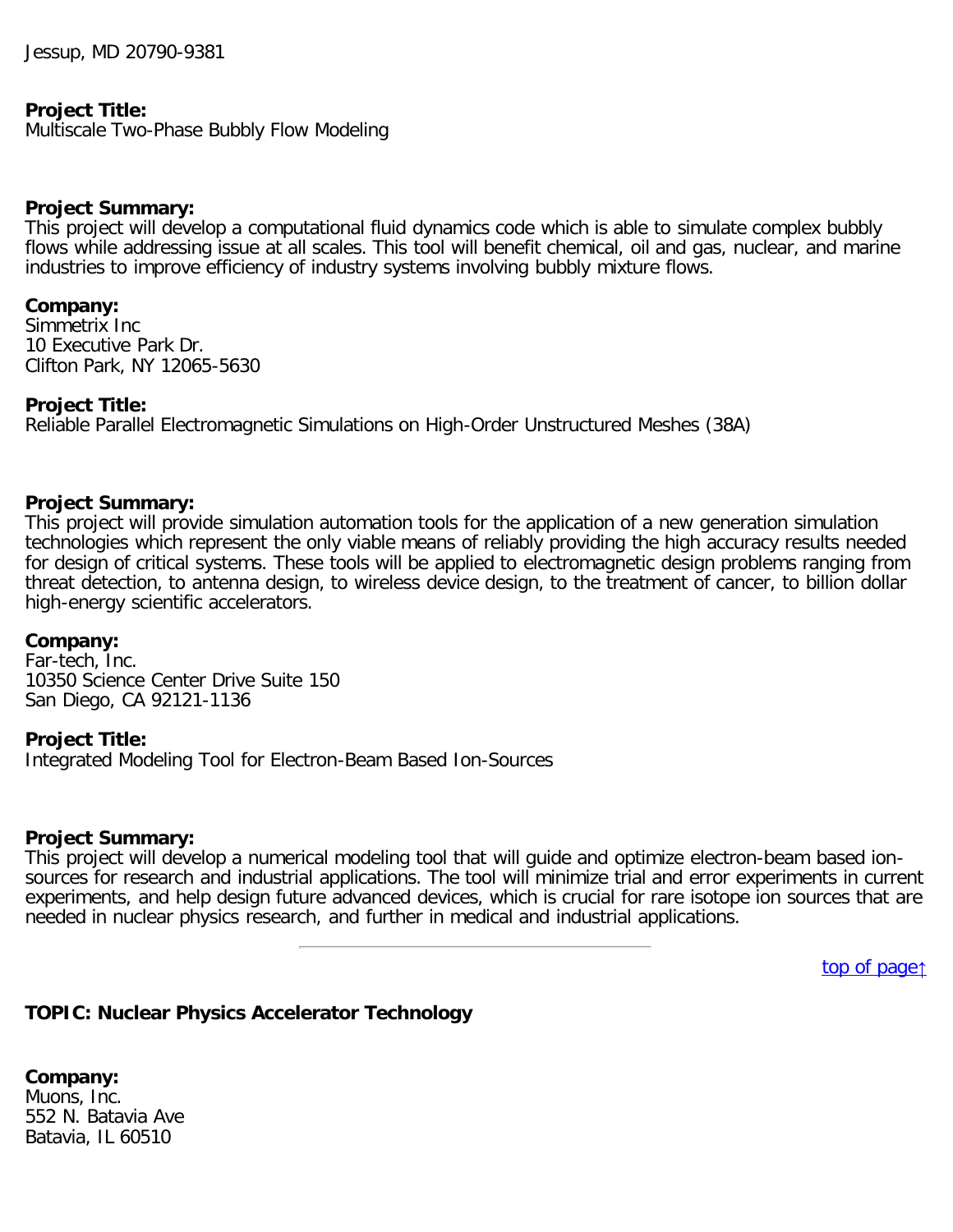Jessup, MD 20790-9381

**Project Title:**
Multiscale Two-Phase Bubbly Flow Modeling

**Project Summary:**
This project will develop a computational fluid dynamics code which is able to simulate complex bubbly flows while addressing issue at all scales. This tool will benefit chemical, oil and gas, nuclear, and marine industries to improve efficiency of industry systems involving bubbly mixture flows.

**Company:**
Simmetrix Inc
10 Executive Park Dr.
Clifton Park, NY 12065-5630

**Project Title:**
Reliable Parallel Electromagnetic Simulations on High-Order Unstructured Meshes (38A)

**Project Summary:**
This project will provide simulation automation tools for the application of a new generation simulation technologies which represent the only viable means of reliably providing the high accuracy results needed for design of critical systems. These tools will be applied to electromagnetic design problems ranging from threat detection, to antenna design, to wireless device design, to the treatment of cancer, to billion dollar high-energy scientific accelerators.

**Company:**
Far-tech, Inc.
10350 Science Center Drive Suite 150
San Diego, CA 92121-1136

**Project Title:**
Integrated Modeling Tool for Electron-Beam Based Ion-Sources

**Project Summary:**
This project will develop a numerical modeling tool that will guide and optimize electron-beam based ion-sources for research and industrial applications. The tool will minimize trial and error experiments in current experiments, and help design future advanced devices, which is crucial for rare isotope ion sources that are needed in nuclear physics research, and further in medical and industrial applications.

---

top of page↑

**TOPIC: Nuclear Physics Accelerator Technology**

**Company:**
Muons, Inc.
552 N. Batavia Ave
Batavia, IL 60510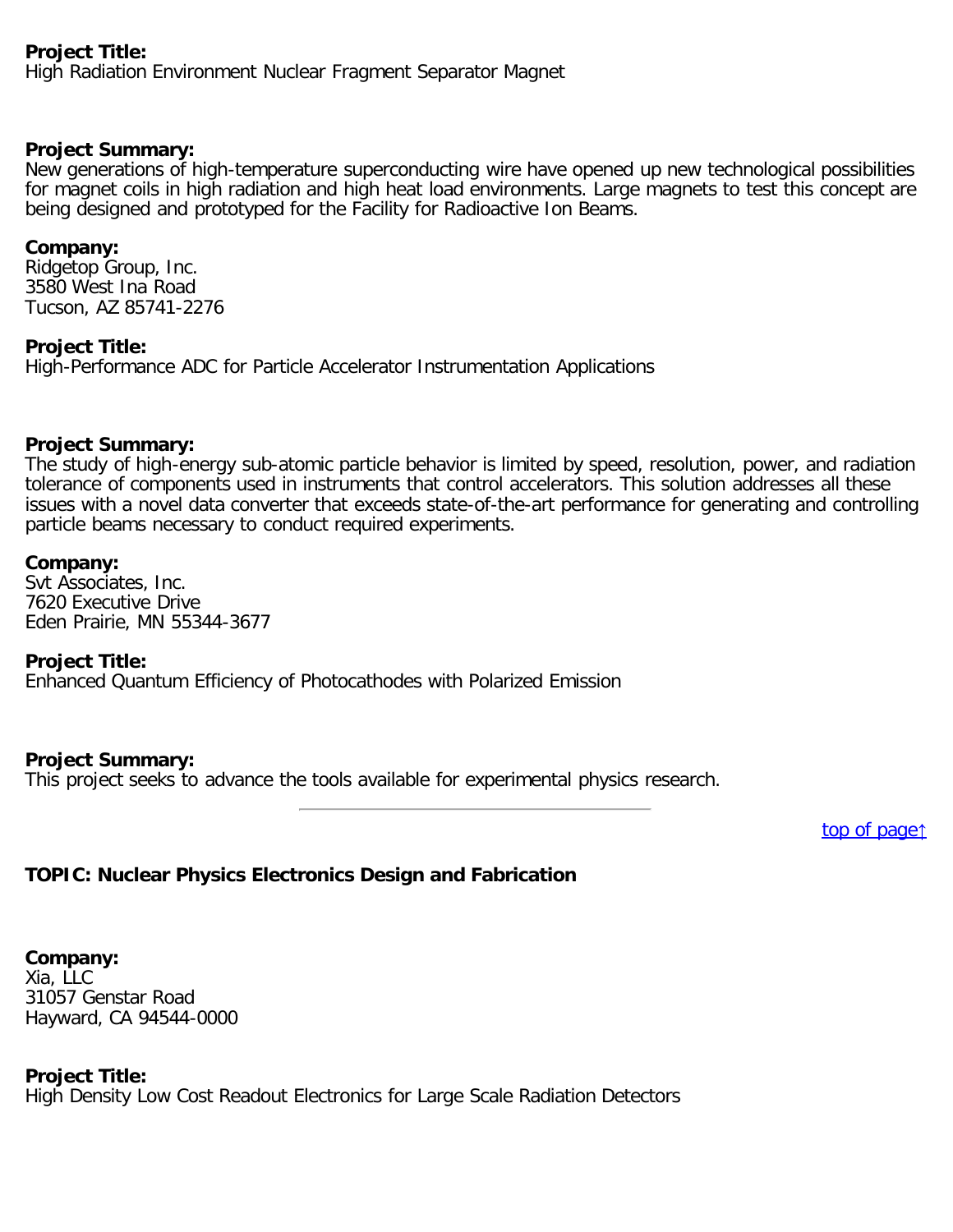**Project Title:**
High Radiation Environment Nuclear Fragment Separator Magnet

**Project Summary:**
New generations of high-temperature superconducting wire have opened up new technological possibilities for magnet coils in high radiation and high heat load environments. Large magnets to test this concept are being designed and prototyped for the Facility for Radioactive Ion Beams.

**Company:**
Ridgetop Group, Inc.
3580 West Ina Road
Tucson, AZ 85741-2276

**Project Title:**
High-Performance ADC for Particle Accelerator Instrumentation Applications

**Project Summary:**
The study of high-energy sub-atomic particle behavior is limited by speed, resolution, power, and radiation tolerance of components used in instruments that control accelerators. This solution addresses all these issues with a novel data converter that exceeds state-of-the-art performance for generating and controlling particle beams necessary to conduct required experiments.

**Company:**
Svt Associates, Inc.
7620 Executive Drive
Eden Prairie, MN 55344-3677

**Project Title:**
Enhanced Quantum Efficiency of Photocathodes with Polarized Emission

**Project Summary:**
This project seeks to advance the tools available for experimental physics research.

---

top of page↑

**TOPIC: Nuclear Physics Electronics Design and Fabrication**

**Company:**
Xia, LLC
31057 Genstar Road
Hayward, CA 94544-0000

**Project Title:**
High Density Low Cost Readout Electronics for Large Scale Radiation Detectors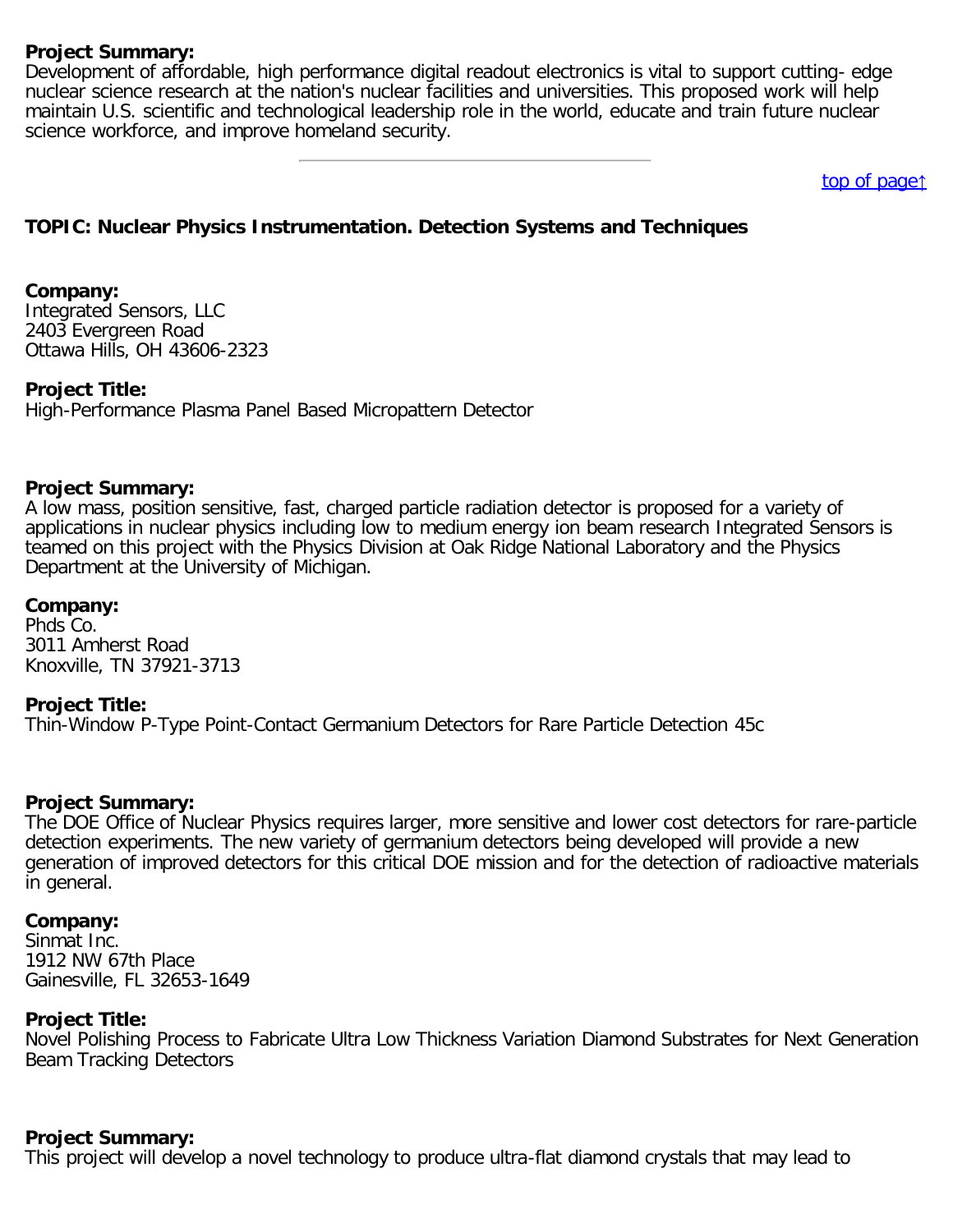**Project Summary:**
Development of affordable, high performance digital readout electronics is vital to support cutting- edge nuclear science research at the nation's nuclear facilities and universities. This proposed work will help maintain U.S. scientific and technological leadership role in the world, educate and train future nuclear science workforce, and improve homeland security.

---

top of page↑

**TOPIC: Nuclear Physics Instrumentation. Detection Systems and Techniques**

**Company:**
Integrated Sensors, LLC
2403 Evergreen Road
Ottawa Hills, OH 43606-2323

**Project Title:**
High-Performance Plasma Panel Based Micropattern Detector

**Project Summary:**
A low mass, position sensitive, fast, charged particle radiation detector is proposed for a variety of applications in nuclear physics including low to medium energy ion beam research Integrated Sensors is teamed on this project with the Physics Division at Oak Ridge National Laboratory and the Physics Department at the University of Michigan.

**Company:**
Phds Co.
3011 Amherst Road
Knoxville, TN 37921-3713

**Project Title:**
Thin-Window P-Type Point-Contact Germanium Detectors for Rare Particle Detection 45c

**Project Summary:**
The DOE Office of Nuclear Physics requires larger, more sensitive and lower cost detectors for rare-particle detection experiments. The new variety of germanium detectors being developed will provide a new generation of improved detectors for this critical DOE mission and for the detection of radioactive materials in general.

**Company:**
Sinmat Inc.
1912 NW 67th Place
Gainesville, FL 32653-1649

**Project Title:**
Novel Polishing Process to Fabricate Ultra Low Thickness Variation Diamond Substrates for Next Generation Beam Tracking Detectors

**Project Summary:**
This project will develop a novel technology to produce ultra-flat diamond crystals that may lead to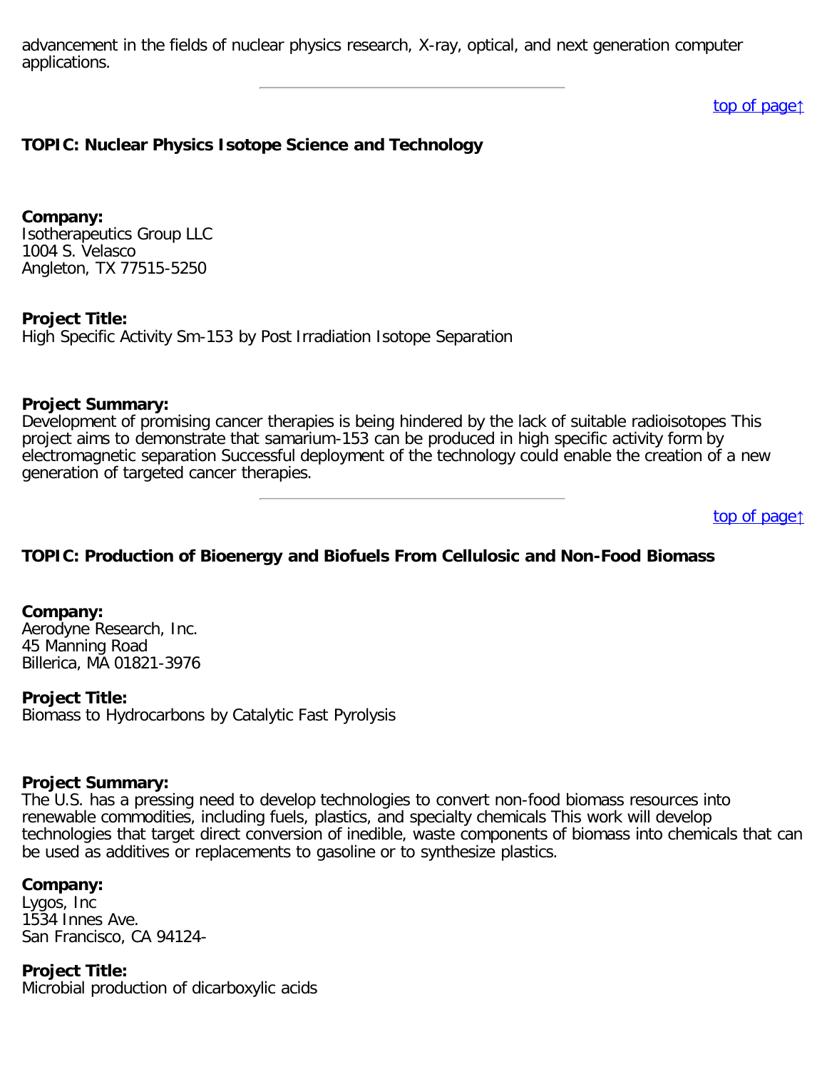advancement in the fields of nuclear physics research, X-ray, optical, and next generation computer applications.

---

top of page↑

**TOPIC: Nuclear Physics Isotope Science and Technology**

**Company:**
Isotherapeutics Group LLC
1004 S. Velasco
Angleton, TX 77515-5250

**Project Title:**
High Specific Activity Sm-153 by Post Irradiation Isotope Separation

**Project Summary:**
Development of promising cancer therapies is being hindered by the lack of suitable radioisotopes This project aims to demonstrate that samarium-153 can be produced in high specific activity form by electromagnetic separation Successful deployment of the technology could enable the creation of a new generation of targeted cancer therapies.

---

top of page↑

**TOPIC: Production of Bioenergy and Biofuels From Cellulosic and Non-Food Biomass**

**Company:**
Aerodyne Research, Inc.
45 Manning Road
Billerica, MA 01821-3976

**Project Title:**
Biomass to Hydrocarbons by Catalytic Fast Pyrolysis

**Project Summary:**
The U.S. has a pressing need to develop technologies to convert non-food biomass resources into renewable commodities, including fuels, plastics, and specialty chemicals This work will develop technologies that target direct conversion of inedible, waste components of biomass into chemicals that can be used as additives or replacements to gasoline or to synthesize plastics.

**Company:**
Lygos, Inc
1534 Innes Ave.
San Francisco, CA 94124-

**Project Title:**
Microbial production of dicarboxylic acids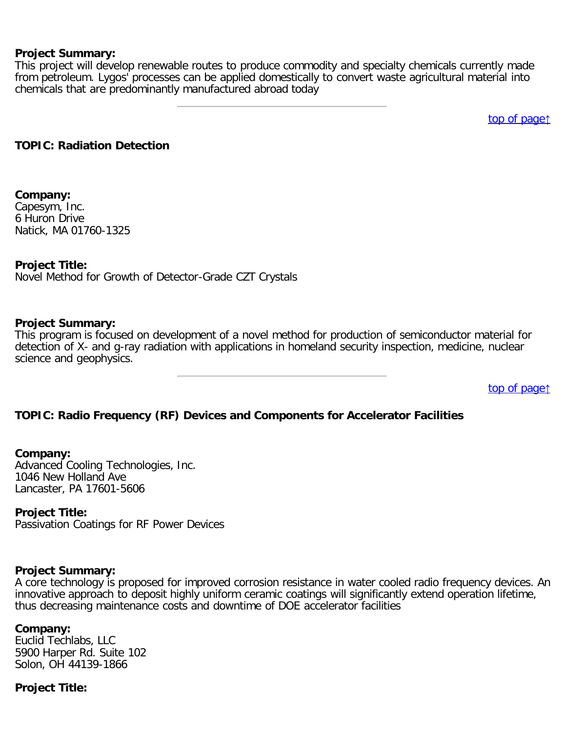**Project Summary:**
This project will develop renewable routes to produce commodity and specialty chemicals currently made from petroleum. Lygos' processes can be applied domestically to convert waste agricultural material into chemicals that are predominantly manufactured abroad today

---

top of page↑

**TOPIC: Radiation Detection**

**Company:**
Capesym, Inc.
6 Huron Drive
Natick, MA 01760-1325

**Project Title:**
Novel Method for Growth of Detector-Grade CZT Crystals

**Project Summary:**
This program is focused on development of a novel method for production of semiconductor material for detection of X- and g-ray radiation with applications in homeland security inspection, medicine, nuclear science and geophysics.

---

top of page↑

**TOPIC: Radio Frequency (RF) Devices and Components for Accelerator Facilities**

**Company:**
Advanced Cooling Technologies, Inc.
1046 New Holland Ave
Lancaster, PA 17601-5606

**Project Title:**
Passivation Coatings for RF Power Devices

**Project Summary:**
A core technology is proposed for improved corrosion resistance in water cooled radio frequency devices. An innovative approach to deposit highly uniform ceramic coatings will significantly extend operation lifetime, thus decreasing maintenance costs and downtime of DOE accelerator facilities

**Company:**
Euclid Techlabs, LLC
5900 Harper Rd. Suite 102
Solon, OH 44139-1866

**Project Title:**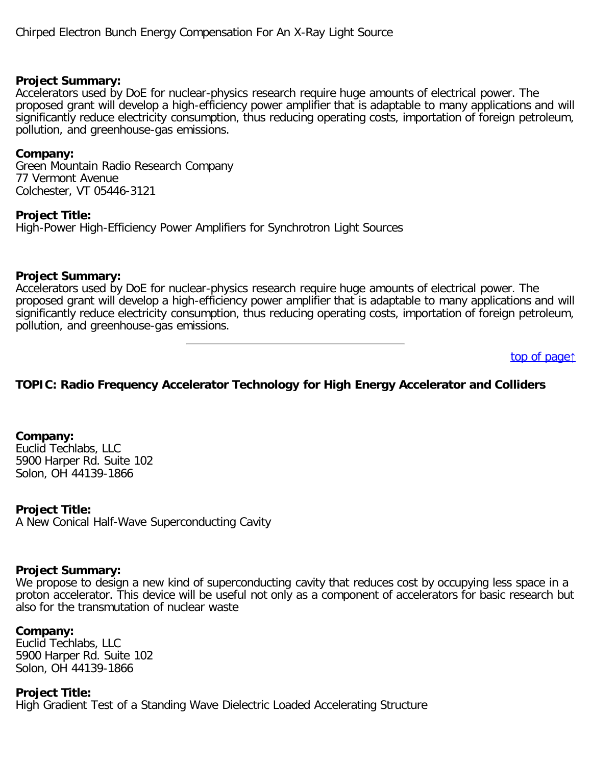Chirped Electron Bunch Energy Compensation For An X-Ray Light Source

**Project Summary:**
Accelerators used by DoE for nuclear-physics research require huge amounts of electrical power. The proposed grant will develop a high-efficiency power amplifier that is adaptable to many applications and will significantly reduce electricity consumption, thus reducing operating costs, importation of foreign petroleum, pollution, and greenhouse-gas emissions.

**Company:**
Green Mountain Radio Research Company
77 Vermont Avenue
Colchester, VT 05446-3121

**Project Title:**
High-Power High-Efficiency Power Amplifiers for Synchrotron Light Sources

**Project Summary:**
Accelerators used by DoE for nuclear-physics research require huge amounts of electrical power. The proposed grant will develop a high-efficiency power amplifier that is adaptable to many applications and will significantly reduce electricity consumption, thus reducing operating costs, importation of foreign petroleum, pollution, and greenhouse-gas emissions.

---

top of page↑

**TOPIC: Radio Frequency Accelerator Technology for High Energy Accelerator and Colliders**

**Company:**
Euclid Techlabs, LLC
5900 Harper Rd. Suite 102
Solon, OH 44139-1866

**Project Title:**
A New Conical Half-Wave Superconducting Cavity

**Project Summary:**
We propose to design a new kind of superconducting cavity that reduces cost by occupying less space in a proton accelerator. This device will be useful not only as a component of accelerators for basic research but also for the transmutation of nuclear waste

**Company:**
Euclid Techlabs, LLC
5900 Harper Rd. Suite 102
Solon, OH 44139-1866

**Project Title:**
High Gradient Test of a Standing Wave Dielectric Loaded Accelerating Structure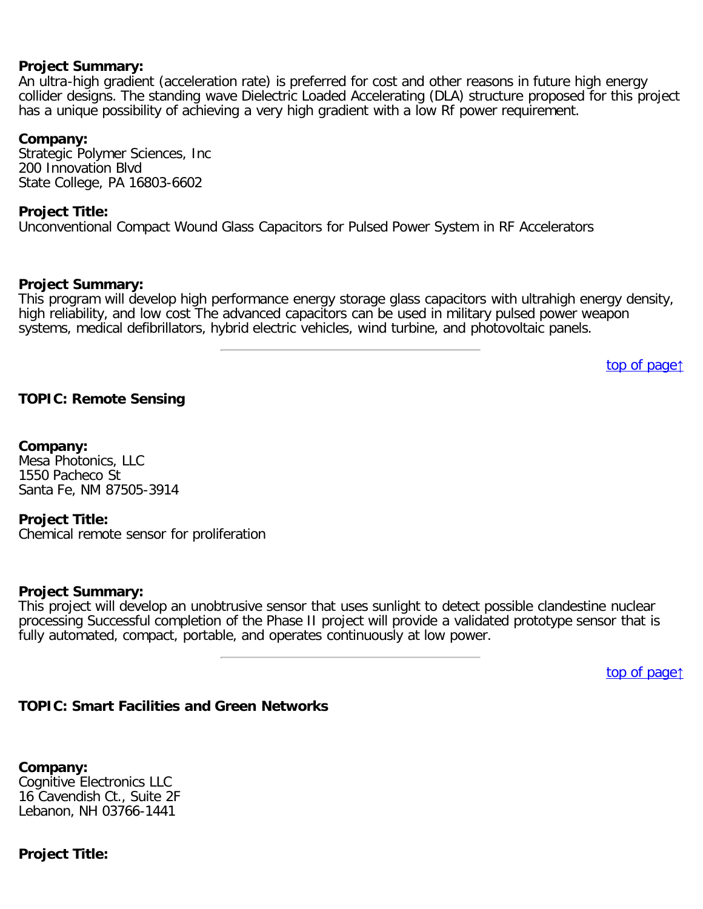**Project Summary:**
An ultra-high gradient (acceleration rate) is preferred for cost and other reasons in future high energy collider designs. The standing wave Dielectric Loaded Accelerating (DLA) structure proposed for this project has a unique possibility of achieving a very high gradient with a low Rf power requirement.

**Company:**
Strategic Polymer Sciences, Inc
200 Innovation Blvd
State College, PA 16803-6602

**Project Title:**
Unconventional Compact Wound Glass Capacitors for Pulsed Power System in RF Accelerators

**Project Summary:**
This program will develop high performance energy storage glass capacitors with ultrahigh energy density, high reliability, and low cost The advanced capacitors can be used in military pulsed power weapon systems, medical defibrillators, hybrid electric vehicles, wind turbine, and photovoltaic panels.

---

top of page↑

**TOPIC: Remote Sensing**

**Company:**
Mesa Photonics, LLC
1550 Pacheco St
Santa Fe, NM 87505-3914

**Project Title:**
Chemical remote sensor for proliferation

**Project Summary:**
This project will develop an unobtrusive sensor that uses sunlight to detect possible clandestine nuclear processing Successful completion of the Phase II project will provide a validated prototype sensor that is fully automated, compact, portable, and operates continuously at low power.

---

top of page↑

**TOPIC: Smart Facilities and Green Networks**

**Company:**
Cognitive Electronics LLC
16 Cavendish Ct., Suite 2F
Lebanon, NH 03766-1441

**Project Title:**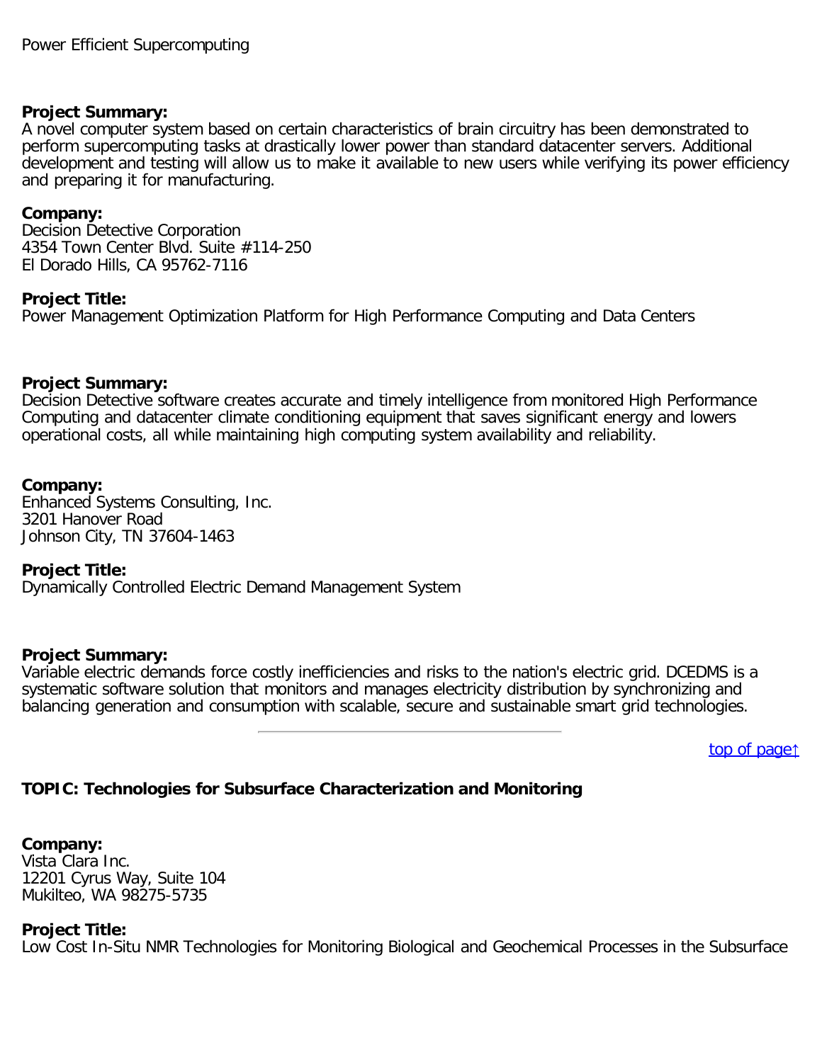Power Efficient Supercomputing

**Project Summary:**
A novel computer system based on certain characteristics of brain circuitry has been demonstrated to perform supercomputing tasks at drastically lower power than standard datacenter servers. Additional development and testing will allow us to make it available to new users while verifying its power efficiency and preparing it for manufacturing.

**Company:**
Decision Detective Corporation
4354 Town Center Blvd. Suite #114-250
El Dorado Hills, CA 95762-7116

**Project Title:**
Power Management Optimization Platform for High Performance Computing and Data Centers

**Project Summary:**
Decision Detective software creates accurate and timely intelligence from monitored High Performance Computing and datacenter climate conditioning equipment that saves significant energy and lowers operational costs, all while maintaining high computing system availability and reliability.

**Company:**
Enhanced Systems Consulting, Inc.
3201 Hanover Road
Johnson City, TN 37604-1463

**Project Title:**
Dynamically Controlled Electric Demand Management System

**Project Summary:**
Variable electric demands force costly inefficiencies and risks to the nation's electric grid. DCEDMS is a systematic software solution that monitors and manages electricity distribution by synchronizing and balancing generation and consumption with scalable, secure and sustainable smart grid technologies.

---

top of page↑

**TOPIC: Technologies for Subsurface Characterization and Monitoring**

**Company:**
Vista Clara Inc.
12201 Cyrus Way, Suite 104
Mukilteo, WA 98275-5735

**Project Title:**
Low Cost In-Situ NMR Technologies for Monitoring Biological and Geochemical Processes in the Subsurface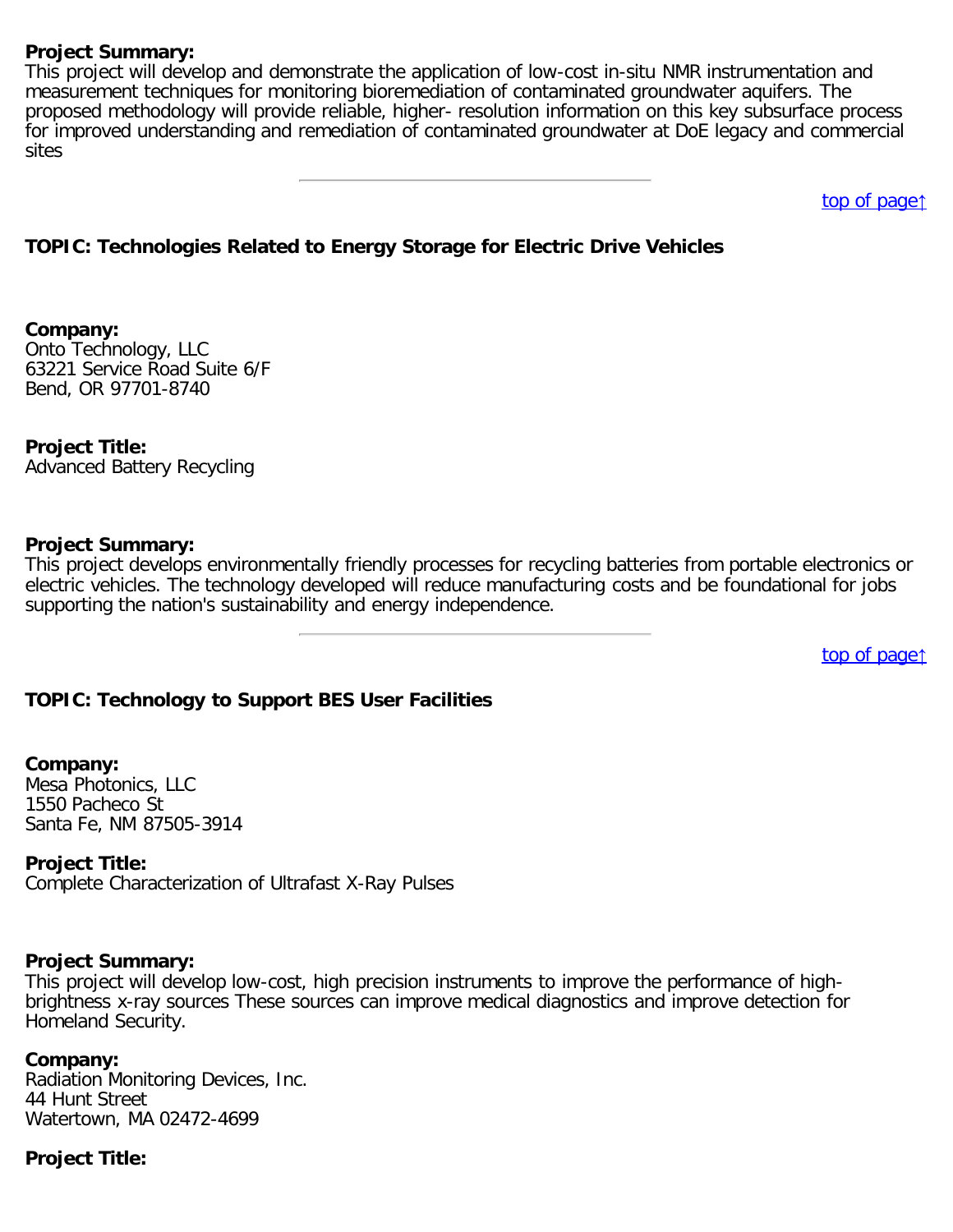**Project Summary:**
This project will develop and demonstrate the application of low-cost in-situ NMR instrumentation and measurement techniques for monitoring bioremediation of contaminated groundwater aquifers. The proposed methodology will provide reliable, higher- resolution information on this key subsurface process for improved understanding and remediation of contaminated groundwater at DoE legacy and commercial sites

---

top of page↑

**TOPIC: Technologies Related to Energy Storage for Electric Drive Vehicles**

**Company:**
Onto Technology, LLC
63221 Service Road Suite 6/F
Bend, OR 97701-8740

**Project Title:**
Advanced Battery Recycling

**Project Summary:**
This project develops environmentally friendly processes for recycling batteries from portable electronics or electric vehicles. The technology developed will reduce manufacturing costs and be foundational for jobs supporting the nation's sustainability and energy independence.

---

top of page↑

**TOPIC: Technology to Support BES User Facilities**

**Company:**
Mesa Photonics, LLC
1550 Pacheco St
Santa Fe, NM 87505-3914

**Project Title:**
Complete Characterization of Ultrafast X-Ray Pulses

**Project Summary:**
This project will develop low-cost, high precision instruments to improve the performance of high-brightness x-ray sources These sources can improve medical diagnostics and improve detection for Homeland Security.

**Company:**
Radiation Monitoring Devices, Inc.
44 Hunt Street
Watertown, MA 02472-4699

**Project Title:**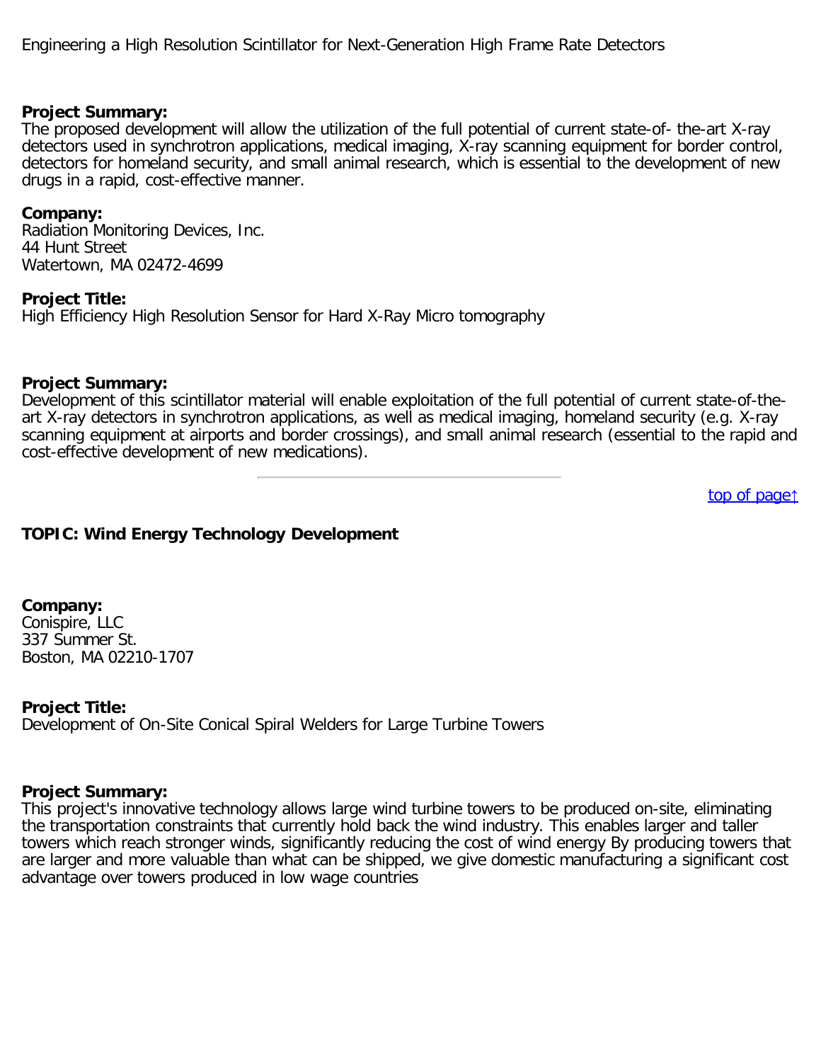Engineering a High Resolution Scintillator for Next-Generation High Frame Rate Detectors

**Project Summary:**
The proposed development will allow the utilization of the full potential of current state-of- the-art X-ray detectors used in synchrotron applications, medical imaging, X-ray scanning equipment for border control, detectors for homeland security, and small animal research, which is essential to the development of new drugs in a rapid, cost-effective manner.

**Company:**
Radiation Monitoring Devices, Inc.
44 Hunt Street
Watertown, MA 02472-4699

**Project Title:**
High Efficiency High Resolution Sensor for Hard X-Ray Micro tomography

**Project Summary:**
Development of this scintillator material will enable exploitation of the full potential of current state-of-the-art X-ray detectors in synchrotron applications, as well as medical imaging, homeland security (e.g. X-ray scanning equipment at airports and border crossings), and small animal research (essential to the rapid and cost-effective development of new medications).

---

top of page↑

**TOPIC: Wind Energy Technology Development**

**Company:**
Conispire, LLC
337 Summer St.
Boston, MA 02210-1707

**Project Title:**
Development of On-Site Conical Spiral Welders for Large Turbine Towers

**Project Summary:**
This project's innovative technology allows large wind turbine towers to be produced on-site, eliminating the transportation constraints that currently hold back the wind industry. This enables larger and taller towers which reach stronger winds, significantly reducing the cost of wind energy By producing towers that are larger and more valuable than what can be shipped, we give domestic manufacturing a significant cost advantage over towers produced in low wage countries